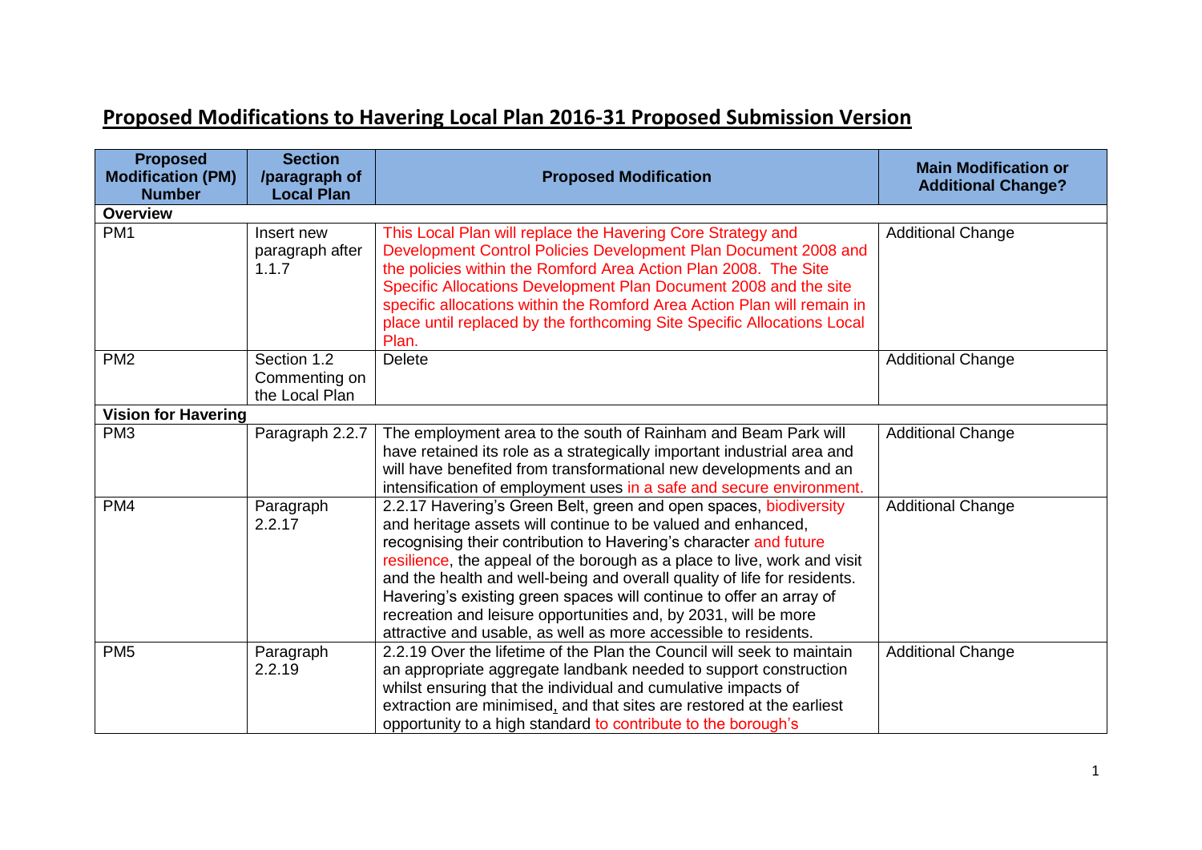# Proposed Modifications to Havering Local Plan 2016-31 Proposed Submission Version

| Proposed Modification (PM) Number | Section /paragraph of Local Plan | Proposed Modification | Main Modification or Additional Change? |
|---|---|---|---|
| **Overview** | | | |
| PM1 | Insert new paragraph after 1.1.7 | This Local Plan will replace the Havering Core Strategy and Development Control Policies Development Plan Document 2008 and the policies within the Romford Area Action Plan 2008. The Site Specific Allocations Development Plan Document 2008 and the site specific allocations within the Romford Area Action Plan will remain in place until replaced by the forthcoming Site Specific Allocations Local Plan. | Additional Change |
| PM2 | Section 1.2 Commenting on the Local Plan | Delete | Additional Change |
| **Vision for Havering** | | | |
| PM3 | Paragraph 2.2.7 | The employment area to the south of Rainham and Beam Park will have retained its role as a strategically important industrial area and will have benefited from transformational new developments and an intensification of employment uses in a safe and secure environment. | Additional Change |
| PM4 | Paragraph 2.2.17 | 2.2.17 Havering's Green Belt, green and open spaces, biodiversity and heritage assets will continue to be valued and enhanced, recognising their contribution to Havering's character and future resilience, the appeal of the borough as a place to live, work and visit and the health and well-being and overall quality of life for residents. Havering's existing green spaces will continue to offer an array of recreation and leisure opportunities and, by 2031, will be more attractive and usable, as well as more accessible to residents. | Additional Change |
| PM5 | Paragraph 2.2.19 | 2.2.19 Over the lifetime of the Plan the Council will seek to maintain an appropriate aggregate landbank needed to support construction whilst ensuring that the individual and cumulative impacts of extraction are minimised, and that sites are restored at the earliest opportunity to a high standard to contribute to the borough's | Additional Change |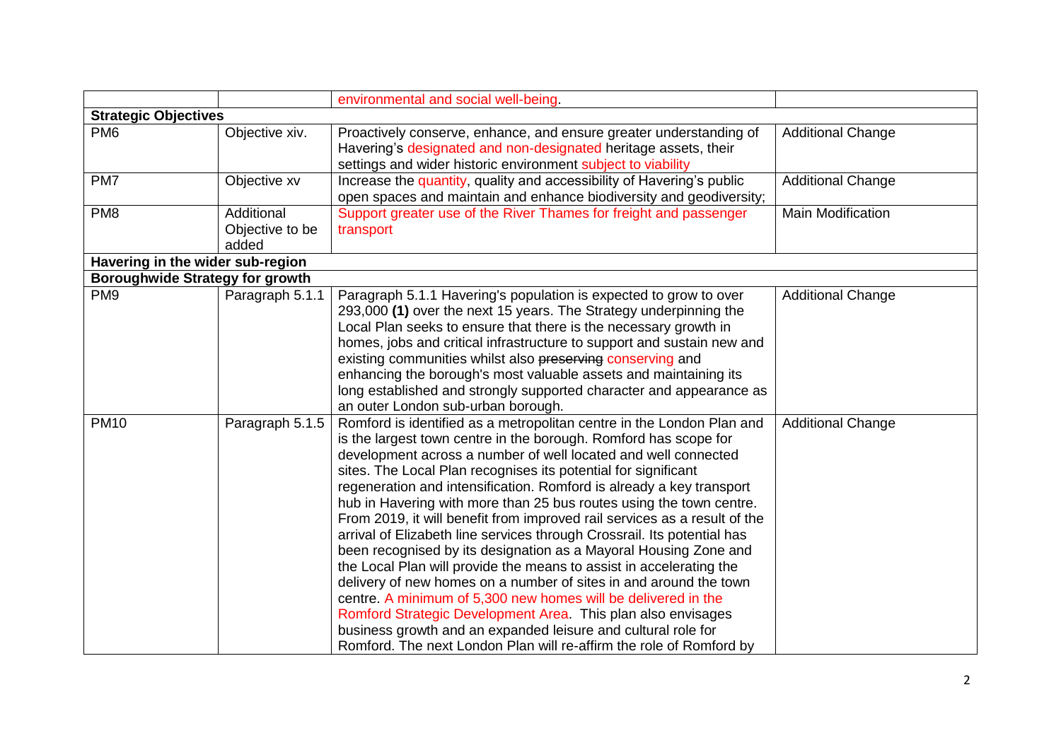| | | | |
|---|---|---|---|
| | | environmental and social well-being. | |
| **Strategic Objectives** | | | |
| PM6 | Objective xiv. | Proactively conserve, enhance, and ensure greater understanding of Havering's designated and non-designated heritage assets, their settings and wider historic environment subject to viability | Additional Change |
| PM7 | Objective xv | Increase the quantity, quality and accessibility of Havering's public open spaces and maintain and enhance biodiversity and geodiversity; | Additional Change |
| PM8 | Additional Objective to be added | Support greater use of the River Thames for freight and passenger transport | Main Modification |
| **Havering in the wider sub-region** | | | |
| **Boroughwide Strategy for growth** | | | |
| PM9 | Paragraph 5.1.1 | Paragraph 5.1.1 Havering's population is expected to grow to over 293,000 **(1)** over the next 15 years. The Strategy underpinning the Local Plan seeks to ensure that there is the necessary growth in homes, jobs and critical infrastructure to support and sustain new and existing communities whilst also ~~preserving~~ conserving and enhancing the borough's most valuable assets and maintaining its long established and strongly supported character and appearance as an outer London sub-urban borough. | Additional Change |
| PM10 | Paragraph 5.1.5 | Romford is identified as a metropolitan centre in the London Plan and is the largest town centre in the borough. Romford has scope for development across a number of well located and well connected sites. The Local Plan recognises its potential for significant regeneration and intensification. Romford is already a key transport hub in Havering with more than 25 bus routes using the town centre. From 2019, it will benefit from improved rail services as a result of the arrival of Elizabeth line services through Crossrail. Its potential has been recognised by its designation as a Mayoral Housing Zone and the Local Plan will provide the means to assist in accelerating the delivery of new homes on a number of sites in and around the town centre. A minimum of 5,300 new homes will be delivered in the Romford Strategic Development Area. This plan also envisages business growth and an expanded leisure and cultural role for Romford. The next London Plan will re-affirm the role of Romford by | Additional Change |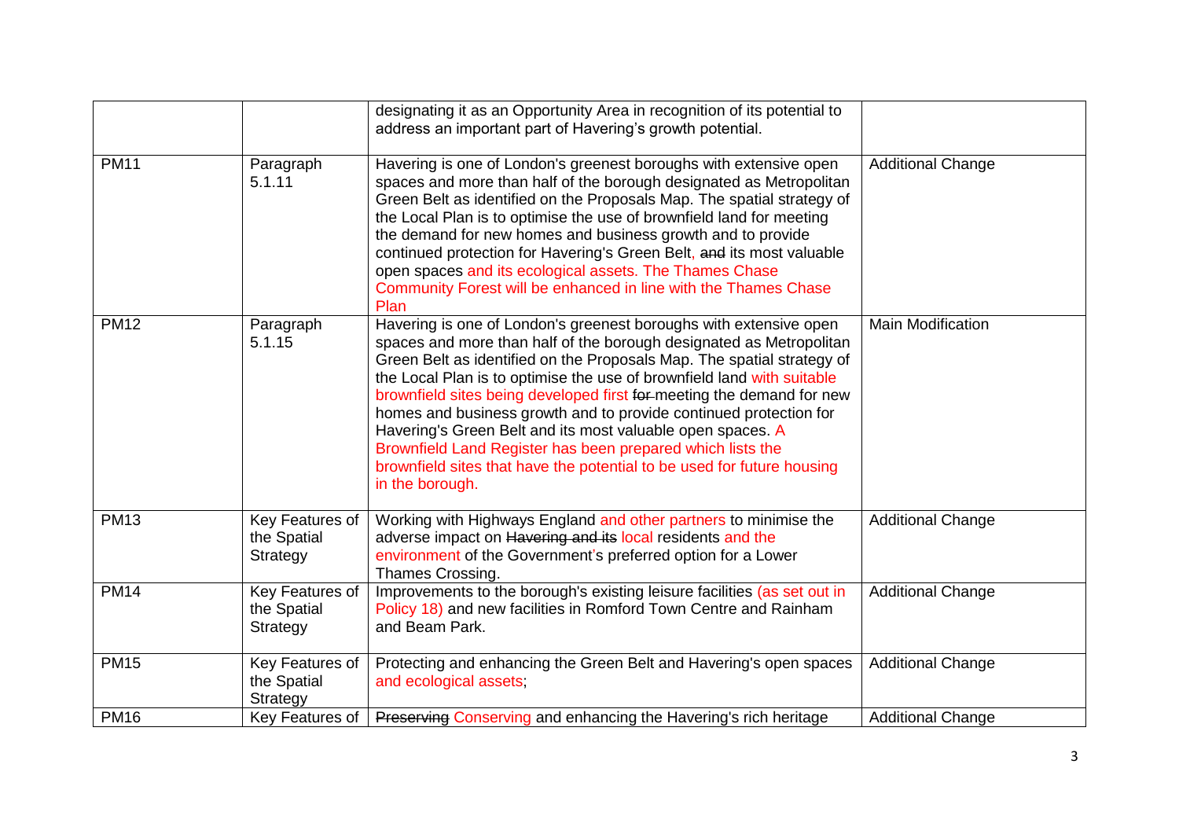| | | designating it as an Opportunity Area in recognition of its potential to address an important part of Havering's growth potential. | |
|---|---|---|---|
| PM11 | Paragraph 5.1.11 | Havering is one of London's greenest boroughs with extensive open spaces and more than half of the borough designated as Metropolitan Green Belt as identified on the Proposals Map. The spatial strategy of the Local Plan is to optimise the use of brownfield land for meeting the demand for new homes and business growth and to provide continued protection for Havering's Green Belt, ~~and~~ its most valuable open spaces and its ecological assets. The Thames Chase Community Forest will be enhanced in line with the Thames Chase Plan | Additional Change |
| PM12 | Paragraph 5.1.15 | Havering is one of London's greenest boroughs with extensive open spaces and more than half of the borough designated as Metropolitan Green Belt as identified on the Proposals Map. The spatial strategy of the Local Plan is to optimise the use of brownfield land with suitable brownfield sites being developed first ~~for~~ meeting the demand for new homes and business growth and to provide continued protection for Havering's Green Belt and its most valuable open spaces. A Brownfield Land Register has been prepared which lists the brownfield sites that have the potential to be used for future housing in the borough. | Main Modification |
| PM13 | Key Features of the Spatial Strategy | Working with Highways England and other partners to minimise the adverse impact on ~~Havering and its~~ local residents and the environment of the Government's preferred option for a Lower Thames Crossing. | Additional Change |
| PM14 | Key Features of the Spatial Strategy | Improvements to the borough's existing leisure facilities (as set out in Policy 18) and new facilities in Romford Town Centre and Rainham and Beam Park. | Additional Change |
| PM15 | Key Features of the Spatial Strategy | Protecting and enhancing the Green Belt and Havering's open spaces and ecological assets; | Additional Change |
| PM16 | Key Features of | ~~Preserving~~ Conserving and enhancing the Havering's rich heritage | Additional Change |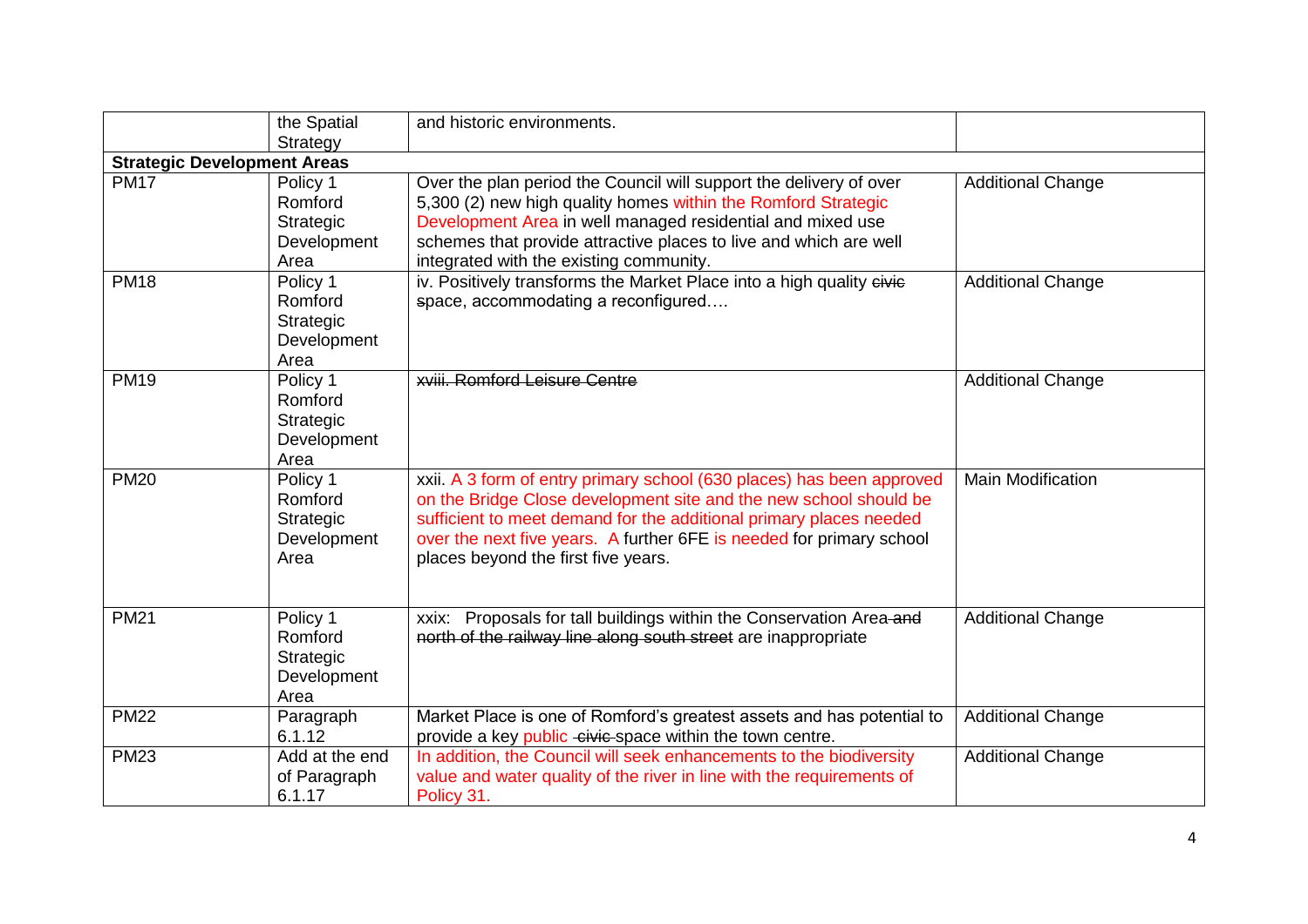|  | the Spatial Strategy | and historic environments. |  |
|---|---|---|---|
| **Strategic Development Areas** |  |  |  |
| PM17 | Policy 1 Romford Strategic Development Area | Over the plan period the Council will support the delivery of over 5,300 (2) new high quality homes within the Romford Strategic Development Area in well managed residential and mixed use schemes that provide attractive places to live and which are well integrated with the existing community. | Additional Change |
| PM18 | Policy 1 Romford Strategic Development Area | iv. Positively transforms the Market Place into a high quality ~~civic~~ space, accommodating a reconfigured…. | Additional Change |
| PM19 | Policy 1 Romford Strategic Development Area | ~~xviii. Romford Leisure Centre~~ | Additional Change |
| PM20 | Policy 1 Romford Strategic Development Area | xxii. A 3 form of entry primary school (630 places) has been approved on the Bridge Close development site and the new school should be sufficient to meet demand for the additional primary places needed over the next five years. A further 6FE is needed for primary school places beyond the first five years. | Main Modification |
| PM21 | Policy 1 Romford Strategic Development Area | xxix: Proposals for tall buildings within the Conservation Area ~~and north of the railway line along south street~~ are inappropriate | Additional Change |
| PM22 | Paragraph 6.1.12 | Market Place is one of Romford's greatest assets and has potential to provide a key public ~~civic~~ space within the town centre. | Additional Change |
| PM23 | Add at the end of Paragraph 6.1.17 | In addition, the Council will seek enhancements to the biodiversity value and water quality of the river in line with the requirements of Policy 31. | Additional Change |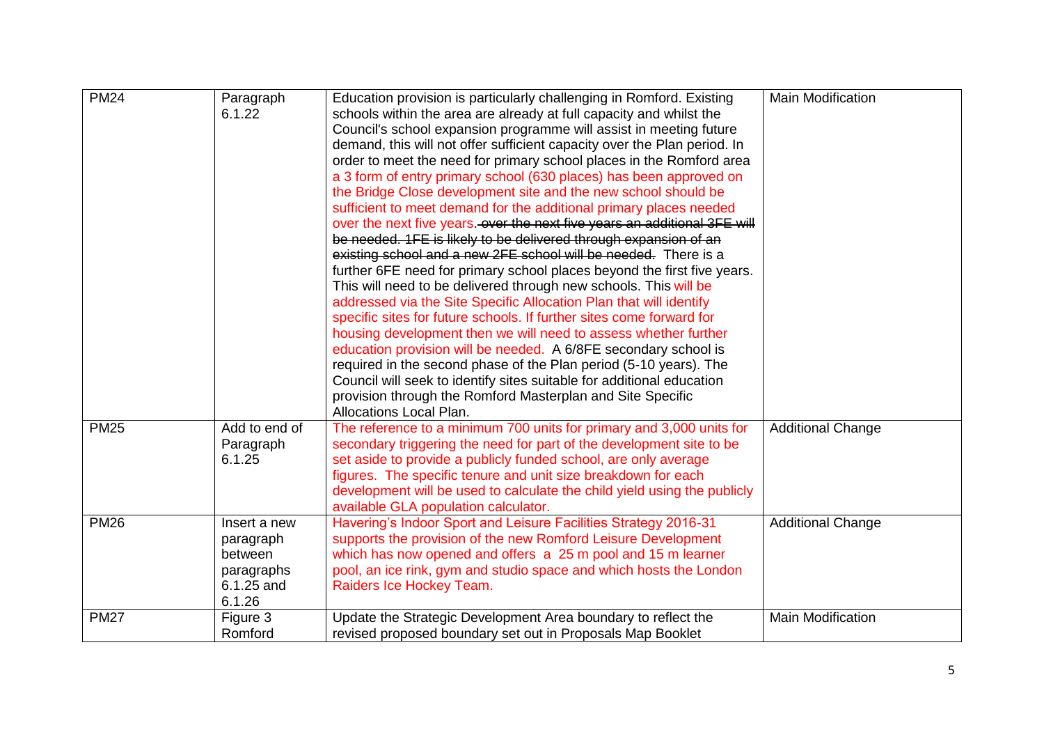| PM24 | Paragraph 6.1.22 | Education provision is particularly challenging in Romford. Existing schools within the area are already at full capacity and whilst the Council's school expansion programme will assist in meeting future demand, this will not offer sufficient capacity over the Plan period. In order to meet the need for primary school places in the Romford area a 3 form of entry primary school (630 places) has been approved on the Bridge Close development site and the new school should be sufficient to meet demand for the additional primary places needed over the next five years. ~~over the next five years an additional 3FE will be needed. 1FE is likely to be delivered through expansion of an existing school and a new 2FE school will be needed.~~ There is a further 6FE need for primary school places beyond the first five years. This will need to be delivered through new schools. This will be addressed via the Site Specific Allocation Plan that will identify specific sites for future schools. If further sites come forward for housing development then we will need to assess whether further education provision will be needed. A 6/8FE secondary school is required in the second phase of the Plan period (5-10 years). The Council will seek to identify sites suitable for additional education provision through the Romford Masterplan and Site Specific Allocations Local Plan. | Main Modification |
|---|---|---|---|
| PM25 | Add to end of Paragraph 6.1.25 | The reference to a minimum 700 units for primary and 3,000 units for secondary triggering the need for part of the development site to be set aside to provide a publicly funded school, are only average figures. The specific tenure and unit size breakdown for each development will be used to calculate the child yield using the publicly available GLA population calculator. | Additional Change |
| PM26 | Insert a new paragraph between paragraphs 6.1.25 and 6.1.26 | Havering's Indoor Sport and Leisure Facilities Strategy 2016-31 supports the provision of the new Romford Leisure Development which has now opened and offers a 25 m pool and 15 m learner pool, an ice rink, gym and studio space and which hosts the London Raiders Ice Hockey Team. | Additional Change |
| PM27 | Figure 3 Romford | Update the Strategic Development Area boundary to reflect the revised proposed boundary set out in Proposals Map Booklet | Main Modification |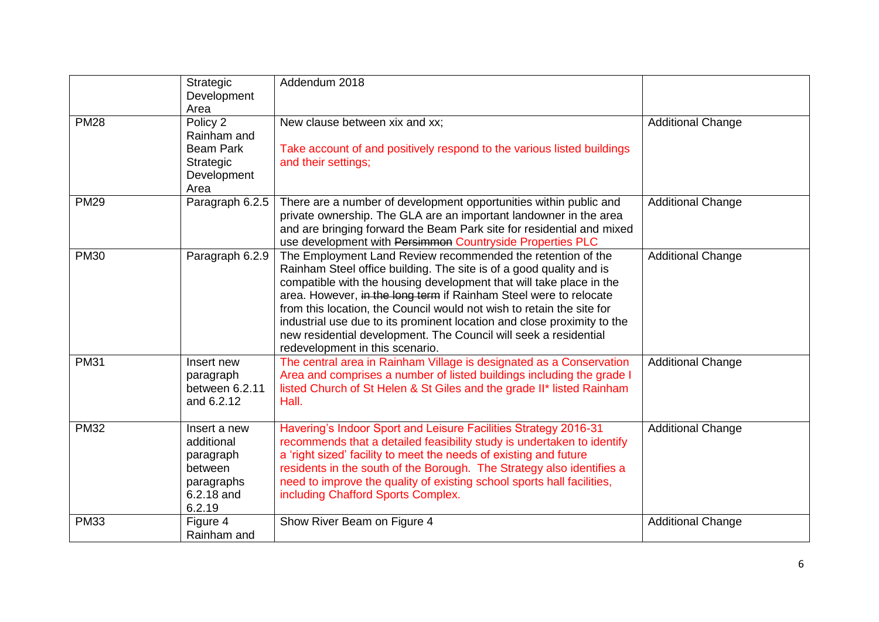| | | | |
|---|---|---|---|
| | Strategic Development Area | Addendum 2018 | |
| PM28 | Policy 2 Rainham and Beam Park Strategic Development Area | New clause between xix and xx;<br><br>Take account of and positively respond to the various listed buildings and their settings; | Additional Change |
| PM29 | Paragraph 6.2.5 | There are a number of development opportunities within public and private ownership. The GLA are an important landowner in the area and are bringing forward the Beam Park site for residential and mixed use development with ~~Persimmon~~ Countryside Properties PLC | Additional Change |
| PM30 | Paragraph 6.2.9 | The Employment Land Review recommended the retention of the Rainham Steel office building. The site is of a good quality and is compatible with the housing development that will take place in the area. However, ~~in the long term~~ if Rainham Steel were to relocate from this location, the Council would not wish to retain the site for industrial use due to its prominent location and close proximity to the new residential development. The Council will seek a residential redevelopment in this scenario. | Additional Change |
| PM31 | Insert new paragraph between 6.2.11 and 6.2.12 | The central area in Rainham Village is designated as a Conservation Area and comprises a number of listed buildings including the grade I listed Church of St Helen & St Giles and the grade II* listed Rainham Hall. | Additional Change |
| PM32 | Insert a new additional paragraph between paragraphs 6.2.18 and 6.2.19 | Havering's Indoor Sport and Leisure Facilities Strategy 2016-31 recommends that a detailed feasibility study is undertaken to identify a 'right sized' facility to meet the needs of existing and future residents in the south of the Borough. The Strategy also identifies a need to improve the quality of existing school sports hall facilities, including Chafford Sports Complex. | Additional Change |
| PM33 | Figure 4 Rainham and | Show River Beam on Figure 4 | Additional Change |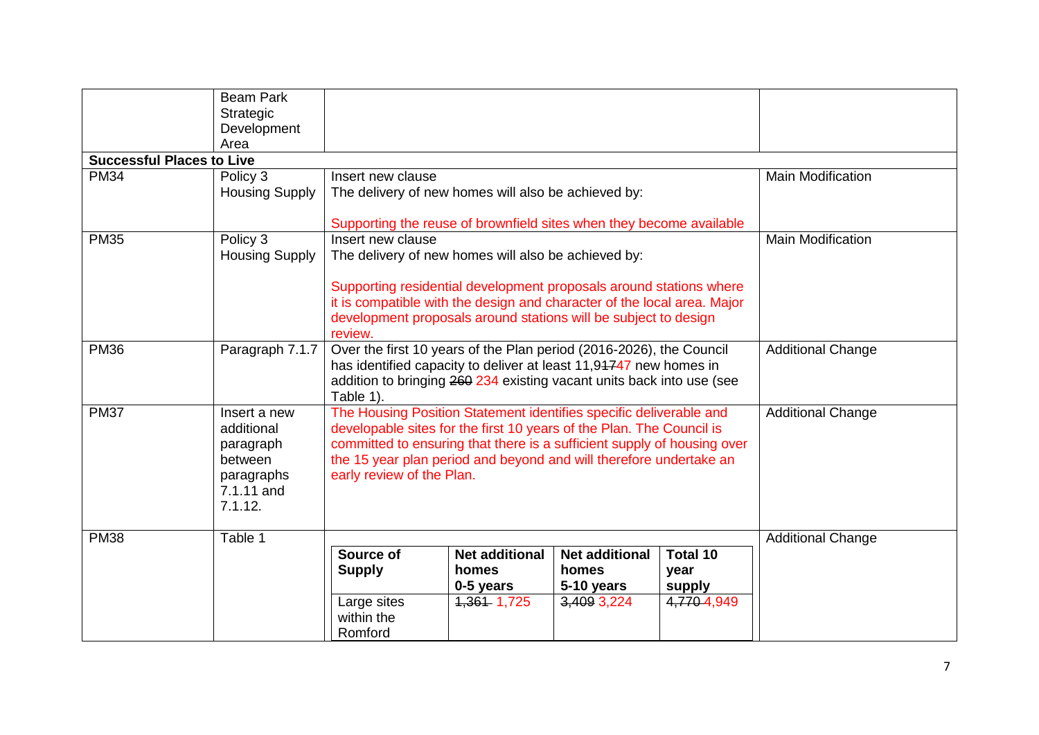| | | | |
|---|---|---|---|
| | Beam Park Strategic Development Area | | |
| **Successful Places to Live** | | | |
| PM34 | Policy 3 Housing Supply | Insert new clause<br>The delivery of new homes will also be achieved by:<br><br>Supporting the reuse of brownfield sites when they become available | Main Modification |
| PM35 | Policy 3 Housing Supply | Insert new clause<br>The delivery of new homes will also be achieved by:<br><br>Supporting residential development proposals around stations where it is compatible with the design and character of the local area. Major development proposals around stations will be subject to design review. | Main Modification |
| PM36 | Paragraph 7.1.7 | Over the first 10 years of the Plan period (2016-2026), the Council has identified capacity to deliver at least 11,9~~17~~47 new homes in addition to bringing ~~260~~ 234 existing vacant units back into use (see Table 1). | Additional Change |
| PM37 | Insert a new additional paragraph between paragraphs 7.1.11 and 7.1.12. | The Housing Position Statement identifies specific deliverable and developable sites for the first 10 years of the Plan. The Council is committed to ensuring that there is a sufficient supply of housing over the 15 year plan period and beyond and will therefore undertake an early review of the Plan. | Additional Change |
| PM38 | Table 1 | **Source of Supply** / **Net additional homes 0-5 years** / **Net additional homes 5-10 years** / **Total 10 year supply**<br>Large sites within the Romford / ~~1,361~~ 1,725 / ~~3,409~~ 3,224 / ~~4,770~~ 4,949 | Additional Change |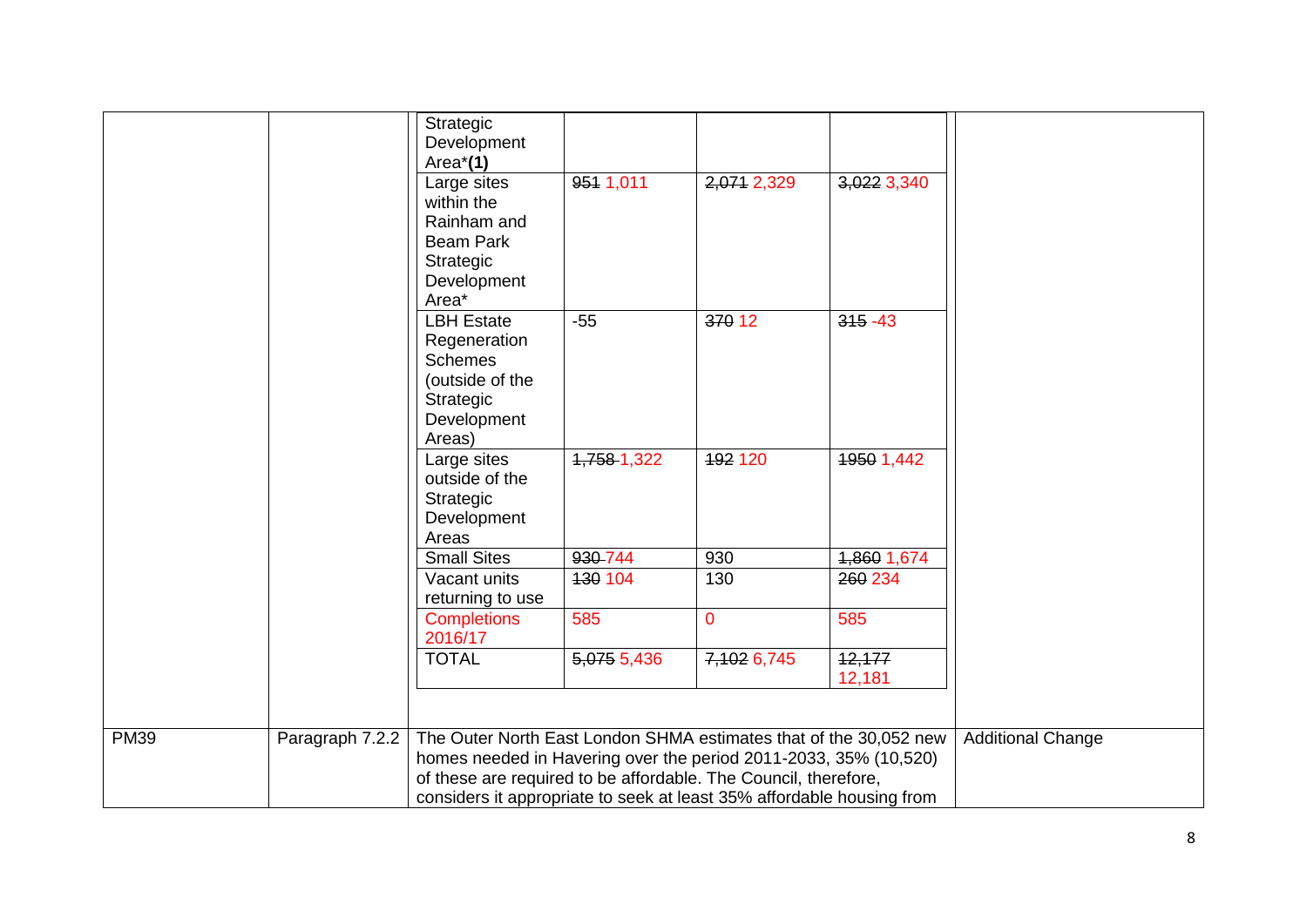| | | | | | | |
|---|---|---|---|---|---|---|
| | | Strategic Development Area* **(1)** | | | | |
| | | Large sites within the Rainham and Beam Park Strategic Development Area* | ~~951~~ 1,011 | ~~2,071~~ 2,329 | ~~3,022~~ 3,340 | |
| | | LBH Estate Regeneration Schemes (outside of the Strategic Development Areas) | -55 | ~~370~~ 12 | ~~315~~ -43 | |
| | | Large sites outside of the Strategic Development Areas | ~~1,758~~ 1,322 | ~~192~~ 120 | ~~1950~~ 1,442 | |
| | | Small Sites | ~~930~~ 744 | 930 | ~~1,860~~ 1,674 | |
| | | Vacant units returning to use | ~~130~~ 104 | 130 | ~~260~~ 234 | |
| | | Completions 2016/17 | 585 | 0 | 585 | |
| | | TOTAL | ~~5,075~~ 5,436 | ~~7,102~~ 6,745 | ~~12,177~~ 12,181 | |

| | | | |
|---|---|---|---|
| PM39 | Paragraph 7.2.2 | The Outer North East London SHMA estimates that of the 30,052 new homes needed in Havering over the period 2011-2033, 35% (10,520) of these are required to be affordable. The Council, therefore, considers it appropriate to seek at least 35% affordable housing from | Additional Change |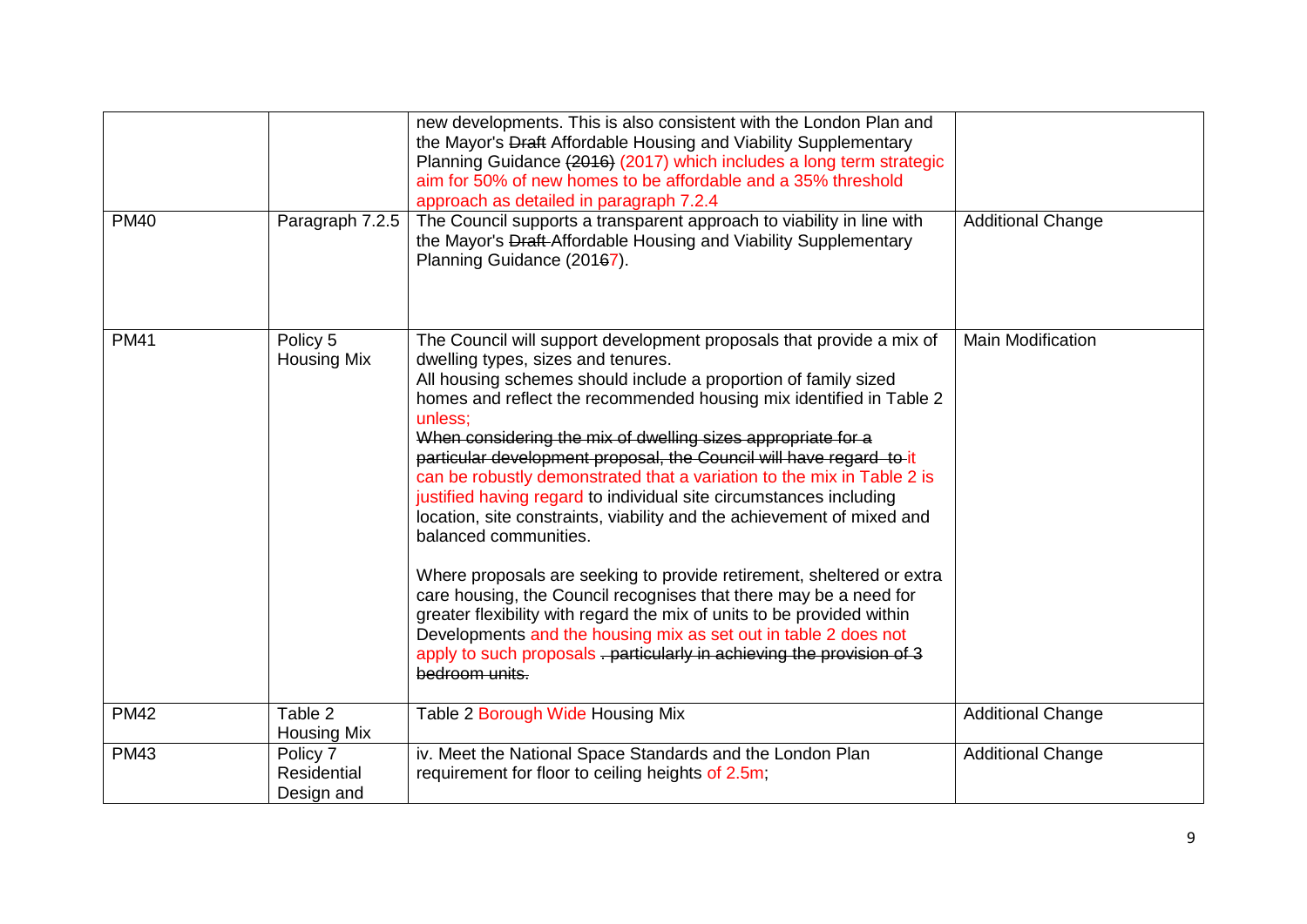| | | | |
|---|---|---|---|
| | | new developments. This is also consistent with the London Plan and the Mayor's ~~Draft~~ Affordable Housing and Viability Supplementary Planning Guidance ~~(2016)~~ (2017) which includes a long term strategic aim for 50% of new homes to be affordable and a 35% threshold approach as detailed in paragraph 7.2.4 | |
| PM40 | Paragraph 7.2.5 | The Council supports a transparent approach to viability in line with the Mayor's ~~Draft~~ Affordable Housing and Viability Supplementary Planning Guidance (201~~6~~7). | Additional Change |
| PM41 | Policy 5 Housing Mix | The Council will support development proposals that provide a mix of dwelling types, sizes and tenures.<br>All housing schemes should include a proportion of family sized homes and reflect the recommended housing mix identified in Table 2 unless;<br>~~When considering the mix of dwelling sizes appropriate for a particular development proposal, the Council will have regard to~~ it can be robustly demonstrated that a variation to the mix in Table 2 is justified having regard to individual site circumstances including location, site constraints, viability and the achievement of mixed and balanced communities.<br><br>Where proposals are seeking to provide retirement, sheltered or extra care housing, the Council recognises that there may be a need for greater flexibility with regard the mix of units to be provided within Developments and the housing mix as set out in table 2 does not apply to such proposals ~~. particularly in achieving the provision of 3 bedroom units.~~ | Main Modification |
| PM42 | Table 2 Housing Mix | Table 2 Borough Wide Housing Mix | Additional Change |
| PM43 | Policy 7 Residential Design and | iv. Meet the National Space Standards and the London Plan requirement for floor to ceiling heights of 2.5m; | Additional Change |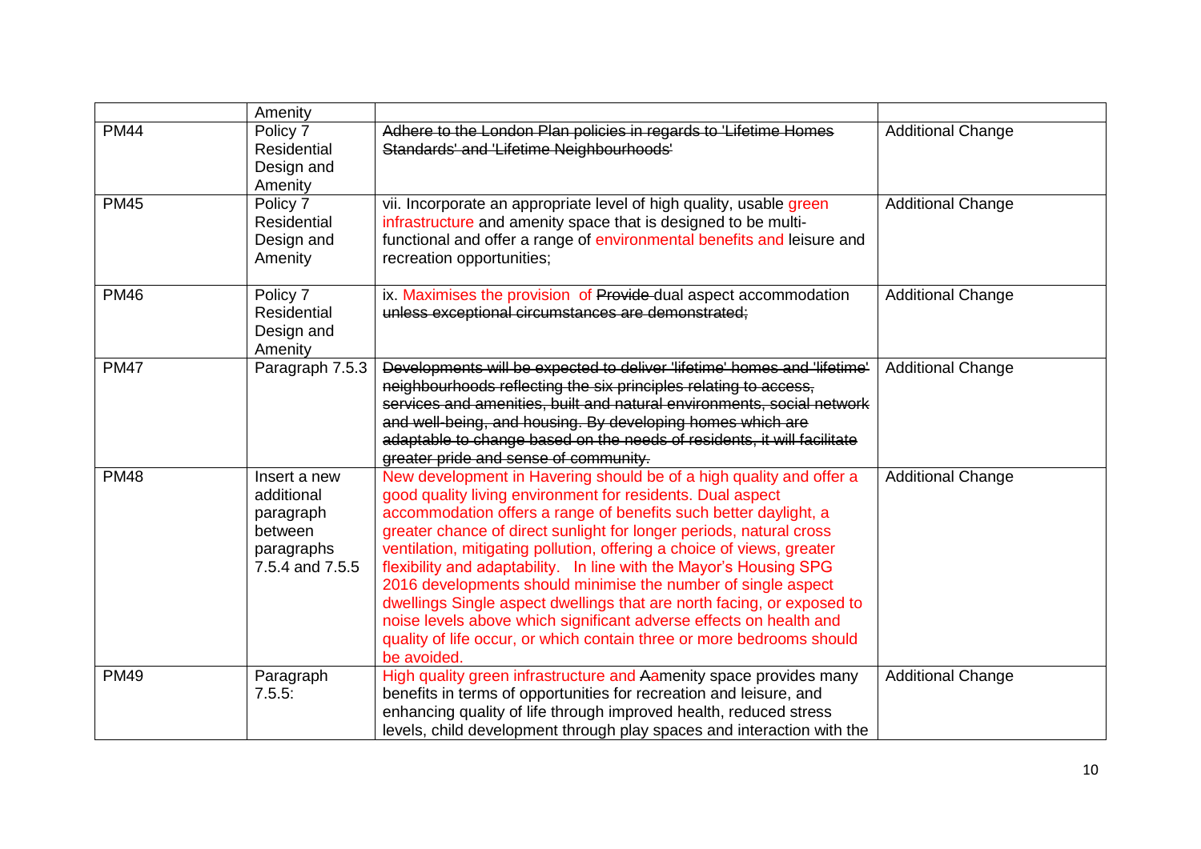| | Amenity | | |
|---|---|---|---|
| PM44 | Policy 7 Residential Design and Amenity | ~~Adhere to the London Plan policies in regards to 'Lifetime Homes Standards' and 'Lifetime Neighbourhoods'~~ | Additional Change |
| PM45 | Policy 7 Residential Design and Amenity | vii. Incorporate an appropriate level of high quality, usable green infrastructure and amenity space that is designed to be multi-functional and offer a range of environmental benefits and leisure and recreation opportunities; | Additional Change |
| PM46 | Policy 7 Residential Design and Amenity | ix. Maximises the provision of ~~Provide~~ dual aspect accommodation ~~unless exceptional circumstances are demonstrated;~~ | Additional Change |
| PM47 | Paragraph 7.5.3 | ~~Developments will be expected to deliver 'lifetime' homes and 'lifetime' neighbourhoods reflecting the six principles relating to access, services and amenities, built and natural environments, social network and well-being, and housing. By developing homes which are adaptable to change based on the needs of residents, it will facilitate greater pride and sense of community.~~ | Additional Change |
| PM48 | Insert a new additional paragraph between paragraphs 7.5.4 and 7.5.5 | New development in Havering should be of a high quality and offer a good quality living environment for residents. Dual aspect accommodation offers a range of benefits such better daylight, a greater chance of direct sunlight for longer periods, natural cross ventilation, mitigating pollution, offering a choice of views, greater flexibility and adaptability. In line with the Mayor's Housing SPG 2016 developments should minimise the number of single aspect dwellings Single aspect dwellings that are north facing, or exposed to noise levels above which significant adverse effects on health and quality of life occur, or which contain three or more bedrooms should be avoided. | Additional Change |
| PM49 | Paragraph 7.5.5: | High quality green infrastructure and ~~A~~amenity space provides many benefits in terms of opportunities for recreation and leisure, and enhancing quality of life through improved health, reduced stress levels, child development through play spaces and interaction with the | Additional Change |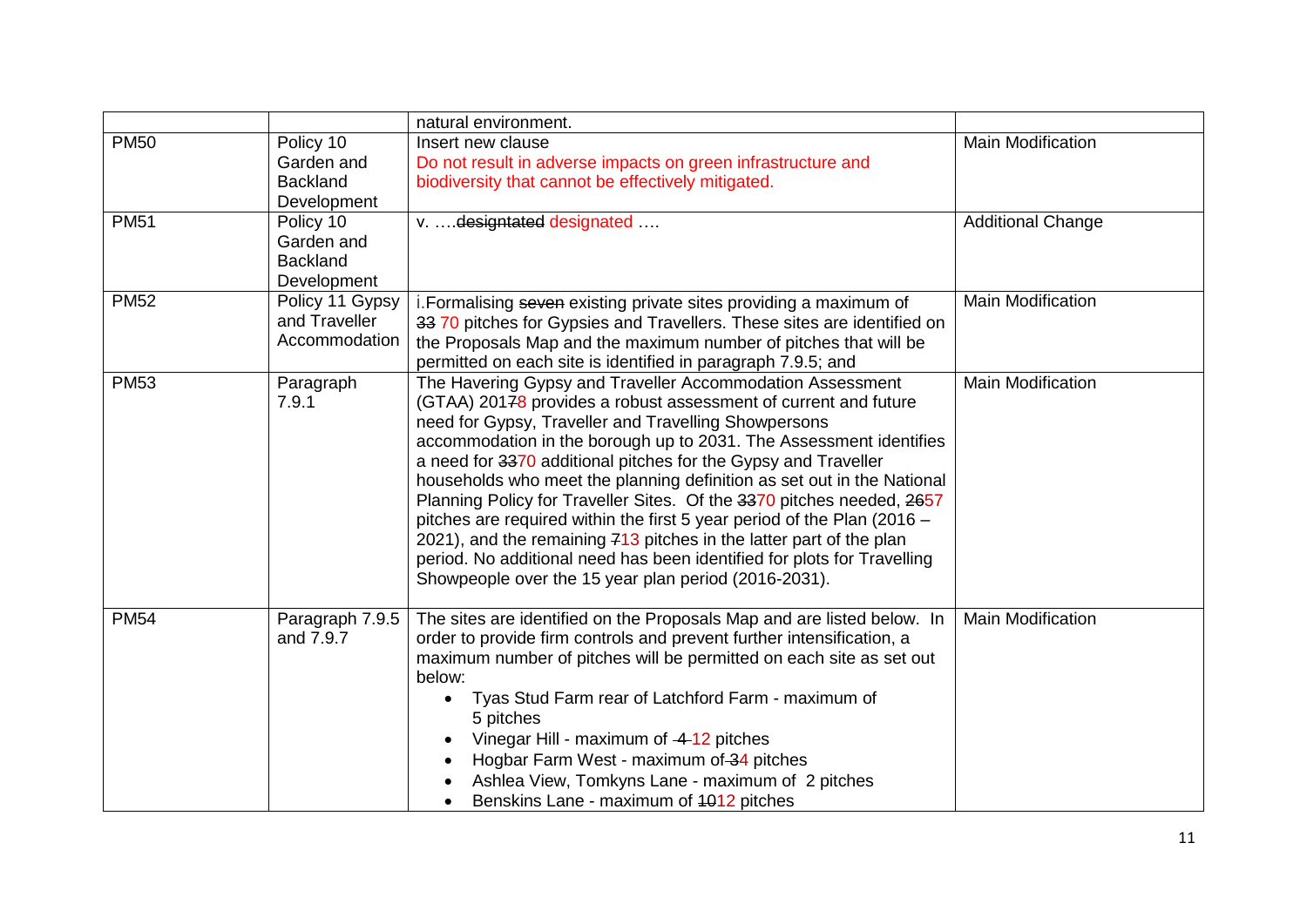|  |  | natural environment. |  |
|---|---|---|---|
| PM50 | Policy 10 Garden and Backland Development | Insert new clause<br>Do not result in adverse impacts on green infrastructure and biodiversity that cannot be effectively mitigated. | Main Modification |
| PM51 | Policy 10 Garden and Backland Development | v. ….~~designtated~~ designated …. | Additional Change |
| PM52 | Policy 11 Gypsy and Traveller Accommodation | i.Formalising ~~seven~~ existing private sites providing a maximum of ~~33~~ 70 pitches for Gypsies and Travellers. These sites are identified on the Proposals Map and the maximum number of pitches that will be permitted on each site is identified in paragraph 7.9.5; and | Main Modification |
| PM53 | Paragraph 7.9.1 | The Havering Gypsy and Traveller Accommodation Assessment (GTAA) 201~~7~~8 provides a robust assessment of current and future need for Gypsy, Traveller and Travelling Showpersons accommodation in the borough up to 2031. The Assessment identifies a need for ~~33~~70 additional pitches for the Gypsy and Traveller households who meet the planning definition as set out in the National Planning Policy for Traveller Sites. Of the ~~33~~70 pitches needed, ~~26~~57 pitches are required within the first 5 year period of the Plan (2016 – 2021), and the remaining ~~7~~13 pitches in the latter part of the plan period. No additional need has been identified for plots for Travelling Showpeople over the 15 year plan period (2016-2031). | Main Modification |
| PM54 | Paragraph 7.9.5 and 7.9.7 | The sites are identified on the Proposals Map and are listed below. In order to provide firm controls and prevent further intensification, a maximum number of pitches will be permitted on each site as set out below:<br>• Tyas Stud Farm rear of Latchford Farm - maximum of 5 pitches<br>• Vinegar Hill - maximum of ~~4~~ 12 pitches<br>• Hogbar Farm West - maximum of ~~3~~4 pitches<br>• Ashlea View, Tomkyns Lane - maximum of 2 pitches<br>• Benskins Lane - maximum of ~~10~~12 pitches | Main Modification |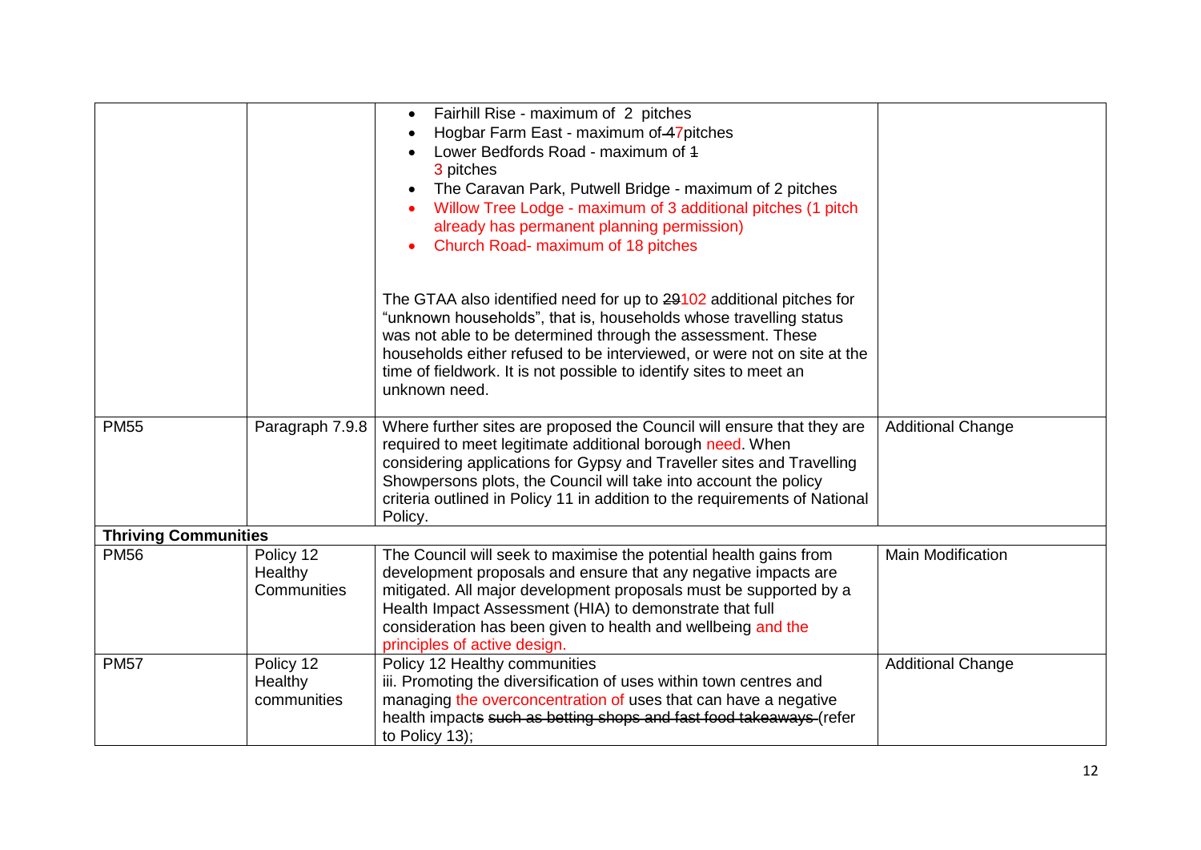| | | | |
|---|---|---|---|
| | | • Fairhill Rise - maximum of 2 pitches<br>• Hogbar Farm East - maximum of ~~4~~7pitches<br>• Lower Bedfords Road - maximum of ~~1~~ 3 pitches<br>• The Caravan Park, Putwell Bridge - maximum of 2 pitches<br>• Willow Tree Lodge - maximum of 3 additional pitches (1 pitch already has permanent planning permission)<br>• Church Road- maximum of 18 pitches<br><br>The GTAA also identified need for up to ~~29~~102 additional pitches for "unknown households", that is, households whose travelling status was not able to be determined through the assessment. These households either refused to be interviewed, or were not on site at the time of fieldwork. It is not possible to identify sites to meet an unknown need. | |
| PM55 | Paragraph 7.9.8 | Where further sites are proposed the Council will ensure that they are required to meet legitimate additional borough need. When considering applications for Gypsy and Traveller sites and Travelling Showpersons plots, the Council will take into account the policy criteria outlined in Policy 11 in addition to the requirements of National Policy. | Additional Change |
| **Thriving Communities** | | | |
| PM56 | Policy 12 Healthy Communities | The Council will seek to maximise the potential health gains from development proposals and ensure that any negative impacts are mitigated. All major development proposals must be supported by a Health Impact Assessment (HIA) to demonstrate that full consideration has been given to health and wellbeing and the principles of active design. | Main Modification |
| PM57 | Policy 12 Healthy communities | Policy 12 Healthy communities<br>iii. Promoting the diversification of uses within town centres and managing the overconcentration of uses that can have a negative health impacts ~~such as betting shops and fast food takeaways~~ (refer to Policy 13); | Additional Change |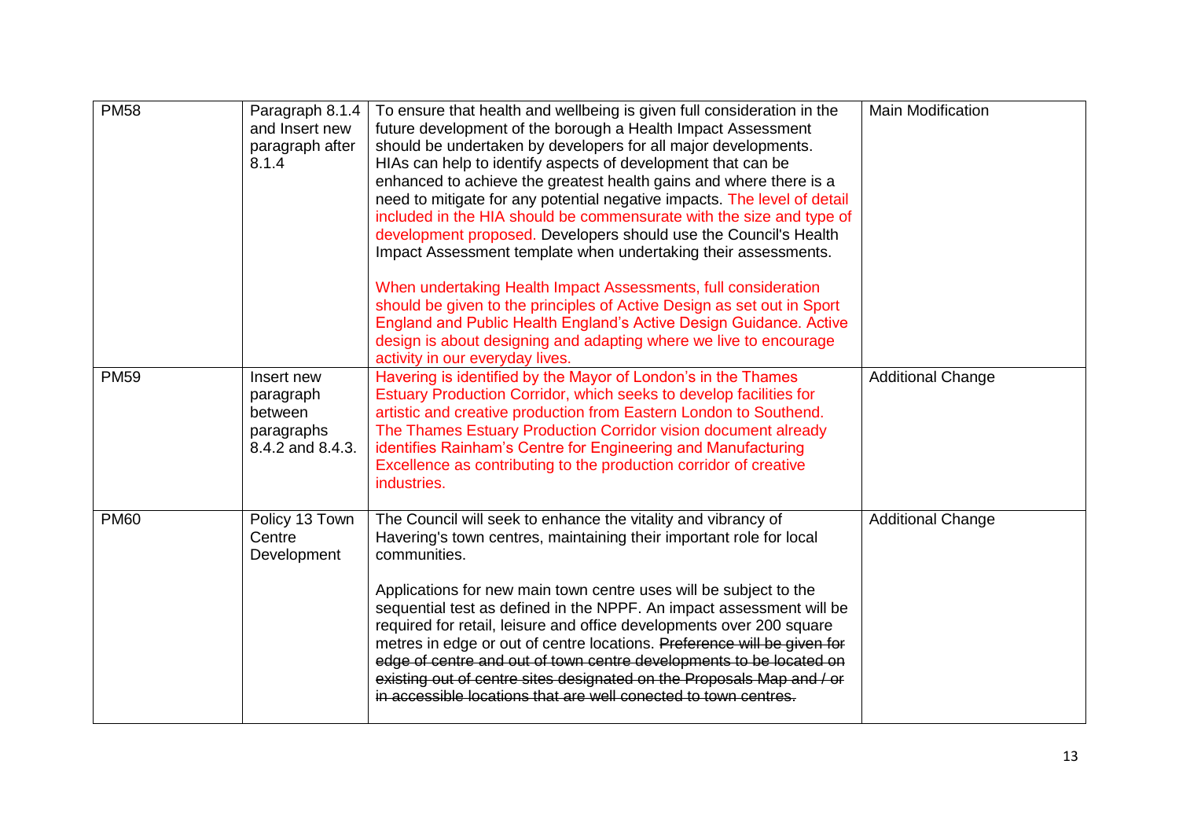| PM58 | Paragraph 8.1.4 and Insert new paragraph after 8.1.4 | To ensure that health and wellbeing is given full consideration in the future development of the borough a Health Impact Assessment should be undertaken by developers for all major developments. HIAs can help to identify aspects of development that can be enhanced to achieve the greatest health gains and where there is a need to mitigate for any potential negative impacts. The level of detail included in the HIA should be commensurate with the size and type of development proposed. Developers should use the Council's Health Impact Assessment template when undertaking their assessments.<br><br>When undertaking Health Impact Assessments, full consideration should be given to the principles of Active Design as set out in Sport England and Public Health England's Active Design Guidance. Active design is about designing and adapting where we live to encourage activity in our everyday lives. | Main Modification |
|---|---|---|---|
| PM59 | Insert new paragraph between paragraphs 8.4.2 and 8.4.3. | Havering is identified by the Mayor of London's in the Thames Estuary Production Corridor, which seeks to develop facilities for artistic and creative production from Eastern London to Southend. The Thames Estuary Production Corridor vision document already identifies Rainham's Centre for Engineering and Manufacturing Excellence as contributing to the production corridor of creative industries. | Additional Change |
| PM60 | Policy 13 Town Centre Development | The Council will seek to enhance the vitality and vibrancy of Havering's town centres, maintaining their important role for local communities.<br><br>Applications for new main town centre uses will be subject to the sequential test as defined in the NPPF. An impact assessment will be required for retail, leisure and office developments over 200 square metres in edge or out of centre locations. ~~Preference will be given for edge of centre and out of town centre developments to be located on existing out of centre sites designated on the Proposals Map and / or in accessible locations that are well conected to town centres.~~ | Additional Change |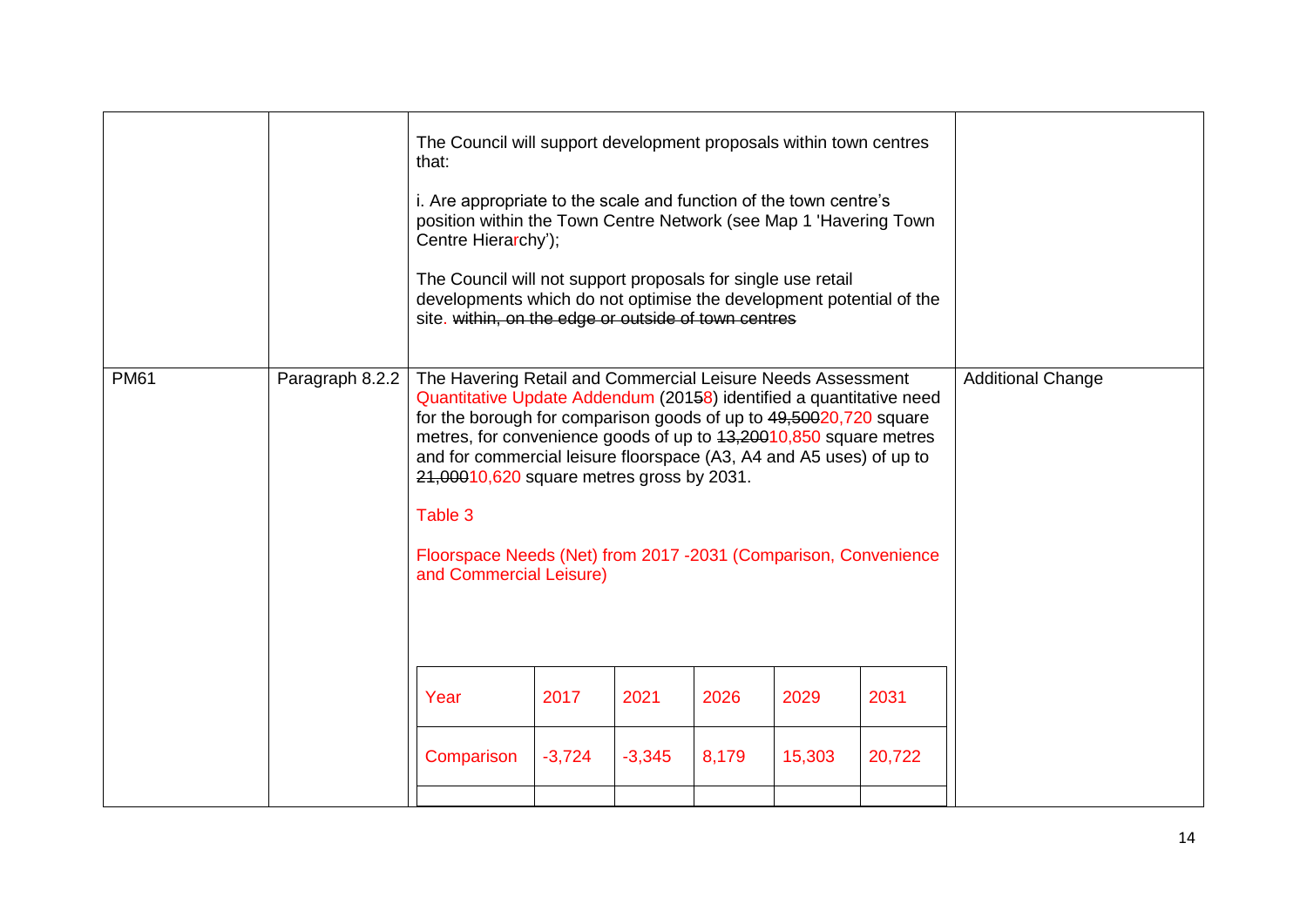| | | | |
|---|---|---|---|
| | | The Council will support development proposals within town centres that:<br><br>i. Are appropriate to the scale and function of the town centre's position within the Town Centre Network (see Map 1 'Havering Town Centre Hierarchy');<br><br>The Council will not support proposals for single use retail developments which do not optimise the development potential of the site. ~~within, on the edge or outside of town centres~~ | |
| PM61 | Paragraph 8.2.2 | The Havering Retail and Commercial Leisure Needs Assessment Quantitative Update Addendum (201~~5~~8) identified a quantitative need for the borough for comparison goods of up to ~~49,500~~20,720 square metres, for convenience goods of up to ~~13,200~~10,850 square metres and for commercial leisure floorspace (A3, A4 and A5 uses) of up to ~~21,000~~10,620 square metres gross by 2031.<br><br>Table 3<br><br>Floorspace Needs (Net) from 2017 -2031 (Comparison, Convenience and Commercial Leisure) | Additional Change |

| Year | 2017 | 2021 | 2026 | 2029 | 2031 |
|---|---|---|---|---|---|
| Comparison | -3,724 | -3,345 | 8,179 | 15,303 | 20,722 |
| | | | | | |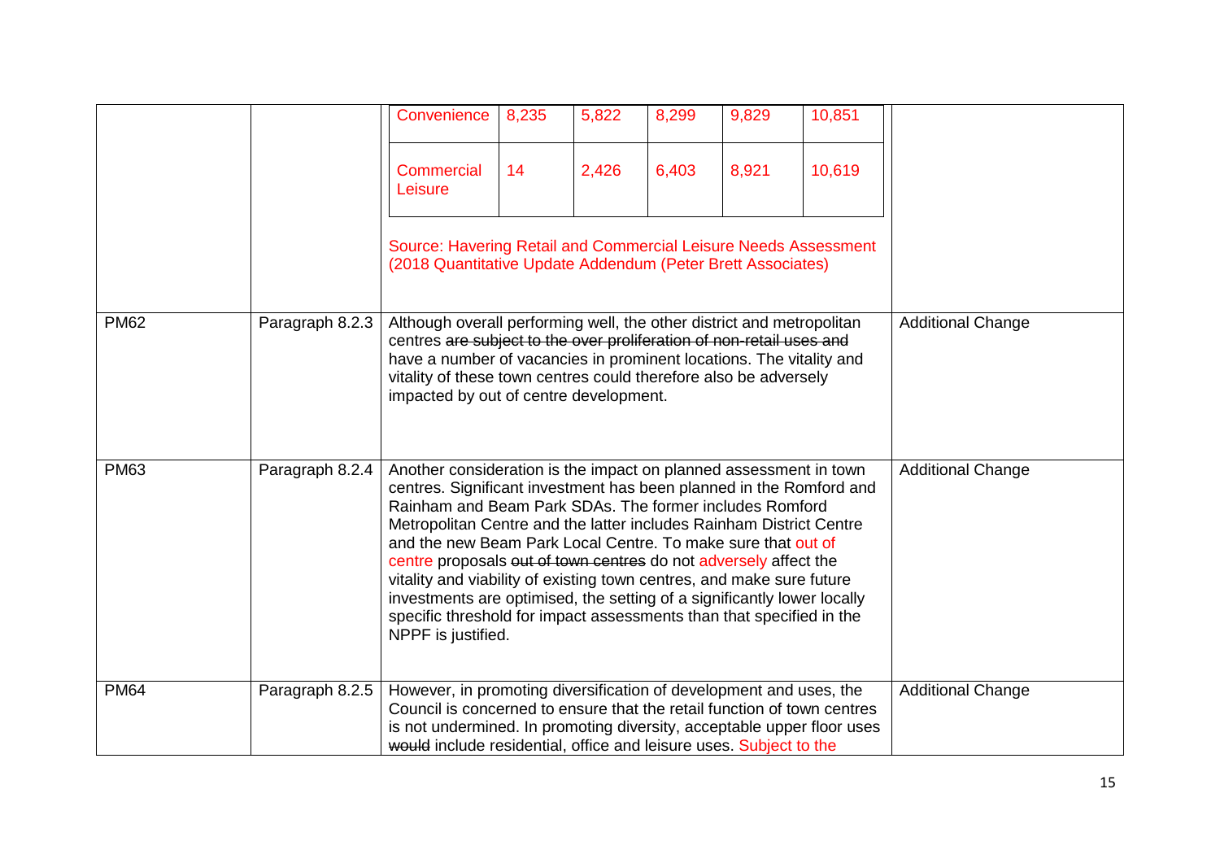| | | | | | | |
|---|---|---|---|---|---|---|
| Convenience | 8,235 | 5,822 | 8,299 | 9,829 | 10,851 |
| Commercial Leisure | 14 | 2,426 | 6,403 | 8,921 | 10,619 |

Source: Havering Retail and Commercial Leisure Needs Assessment (2018 Quantitative Update Addendum (Peter Brett Associates)

| | | | |
|---|---|---|---|
| PM62 | Paragraph 8.2.3 | Although overall performing well, the other district and metropolitan centres ~~are subject to the over proliferation of non-retail uses and~~ have a number of vacancies in prominent locations. The vitality and vitality of these town centres could therefore also be adversely impacted by out of centre development. | Additional Change |
| PM63 | Paragraph 8.2.4 | Another consideration is the impact on planned assessment in town centres. Significant investment has been planned in the Romford and Rainham and Beam Park SDAs. The former includes Romford Metropolitan Centre and the latter includes Rainham District Centre and the new Beam Park Local Centre. To make sure that out of centre proposals ~~out of town centres~~ do not adversely affect the vitality and viability of existing town centres, and make sure future investments are optimised, the setting of a significantly lower locally specific threshold for impact assessments than that specified in the NPPF is justified. | Additional Change |
| PM64 | Paragraph 8.2.5 | However, in promoting diversification of development and uses, the Council is concerned to ensure that the retail function of town centres is not undermined. In promoting diversity, acceptable upper floor uses ~~would~~ include residential, office and leisure uses. Subject to the | Additional Change |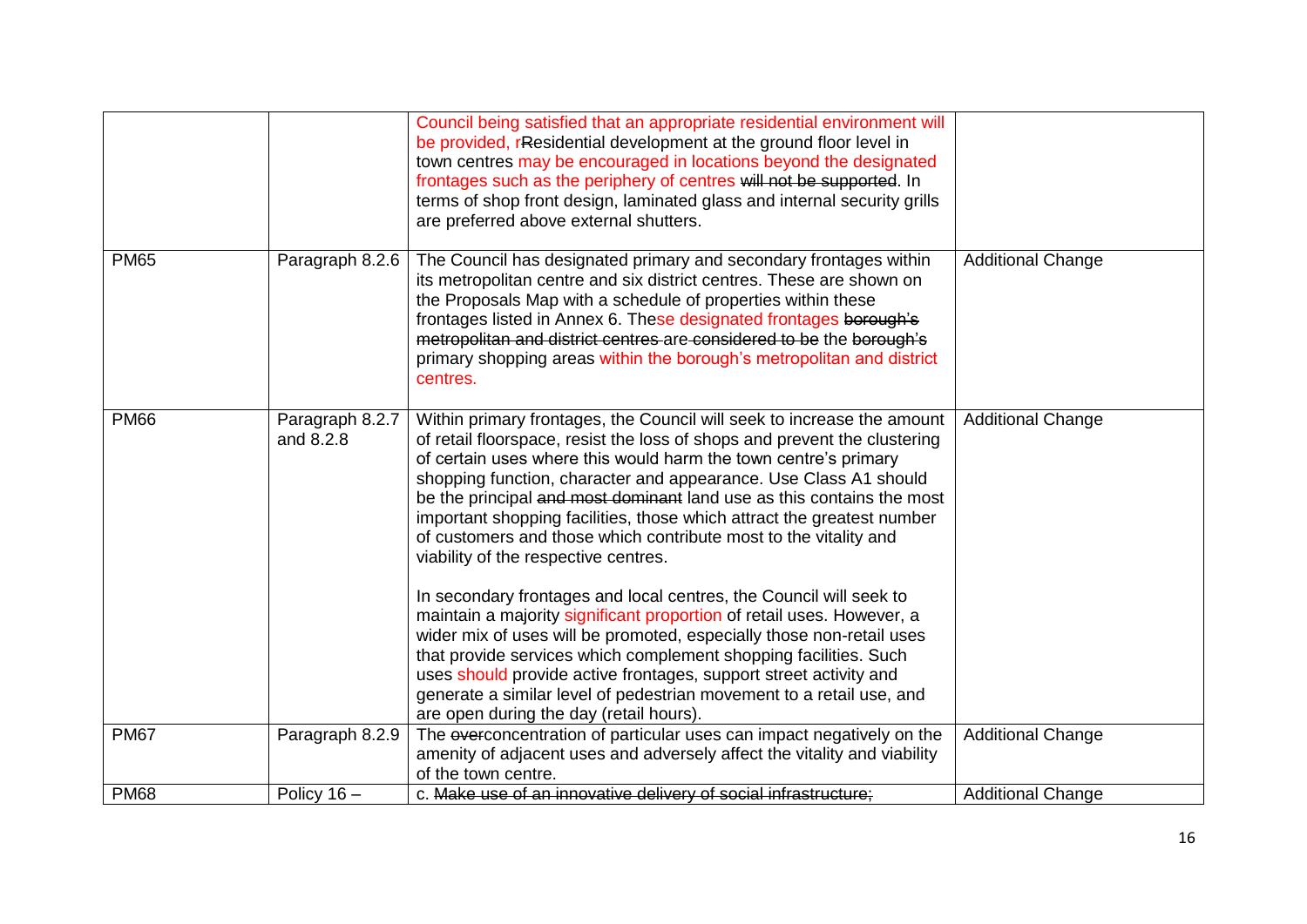| | | | |
|---|---|---|---|
| | | Council being satisfied that an appropriate residential environment will be provided, rResidential development at the ground floor level in town centres may be encouraged in locations beyond the designated frontages such as the periphery of centres ~~will not be supported~~. In terms of shop front design, laminated glass and internal security grills are preferred above external shutters. | |
| PM65 | Paragraph 8.2.6 | The Council has designated primary and secondary frontages within its metropolitan centre and six district centres. These are shown on the Proposals Map with a schedule of properties within these frontages listed in Annex 6. These designated frontages ~~borough's metropolitan and district centres~~ are ~~considered to be~~ the ~~borough's~~ primary shopping areas within the borough's metropolitan and district centres. | Additional Change |
| PM66 | Paragraph 8.2.7 and 8.2.8 | Within primary frontages, the Council will seek to increase the amount of retail floorspace, resist the loss of shops and prevent the clustering of certain uses where this would harm the town centre's primary shopping function, character and appearance. Use Class A1 should be the principal ~~and most dominant~~ land use as this contains the most important shopping facilities, those which attract the greatest number of customers and those which contribute most to the vitality and viability of the respective centres.<br><br>In secondary frontages and local centres, the Council will seek to maintain a majority significant proportion of retail uses. However, a wider mix of uses will be promoted, especially those non-retail uses that provide services which complement shopping facilities. Such uses should provide active frontages, support street activity and generate a similar level of pedestrian movement to a retail use, and are open during the day (retail hours). | Additional Change |
| PM67 | Paragraph 8.2.9 | The ~~over~~concentration of particular uses can impact negatively on the amenity of adjacent uses and adversely affect the vitality and viability of the town centre. | Additional Change |
| PM68 | Policy 16 – | c. ~~Make use of an innovative delivery of social infrastructure;~~ | Additional Change |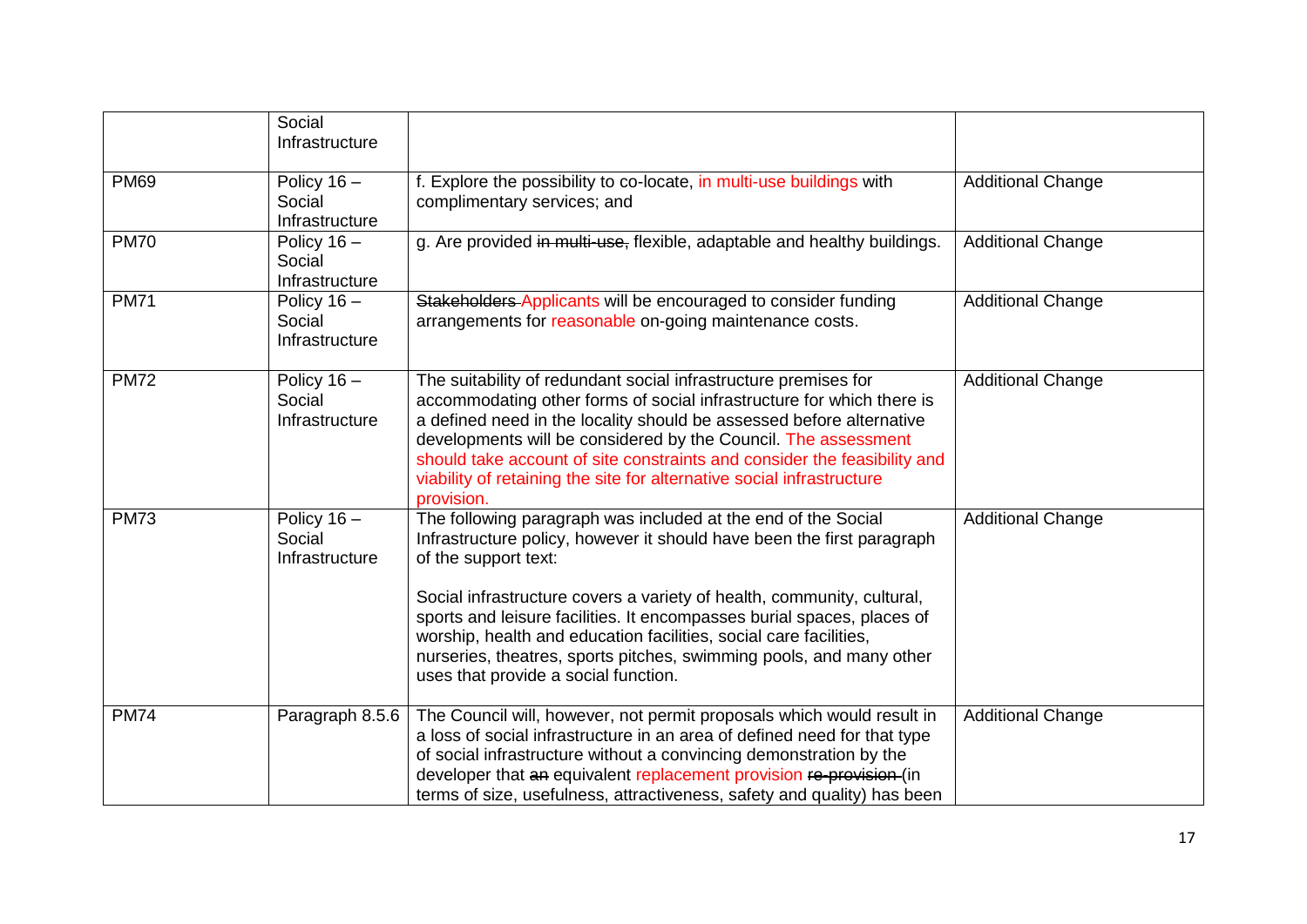| | Social Infrastructure | | |
|---|---|---|---|
| PM69 | Policy 16 – Social Infrastructure | f. Explore the possibility to co-locate, in multi-use buildings with complimentary services; and | Additional Change |
| PM70 | Policy 16 – Social Infrastructure | g. Are provided ~~in multi-use,~~ flexible, adaptable and healthy buildings. | Additional Change |
| PM71 | Policy 16 – Social Infrastructure | ~~Stakeholders~~ Applicants will be encouraged to consider funding arrangements for reasonable on-going maintenance costs. | Additional Change |
| PM72 | Policy 16 – Social Infrastructure | The suitability of redundant social infrastructure premises for accommodating other forms of social infrastructure for which there is a defined need in the locality should be assessed before alternative developments will be considered by the Council. The assessment should take account of site constraints and consider the feasibility and viability of retaining the site for alternative social infrastructure provision. | Additional Change |
| PM73 | Policy 16 – Social Infrastructure | The following paragraph was included at the end of the Social Infrastructure policy, however it should have been the first paragraph of the support text:<br><br>Social infrastructure covers a variety of health, community, cultural, sports and leisure facilities. It encompasses burial spaces, places of worship, health and education facilities, social care facilities, nurseries, theatres, sports pitches, swimming pools, and many other uses that provide a social function. | Additional Change |
| PM74 | Paragraph 8.5.6 | The Council will, however, not permit proposals which would result in a loss of social infrastructure in an area of defined need for that type of social infrastructure without a convincing demonstration by the developer that ~~an~~ equivalent replacement provision ~~re-provision~~ (in terms of size, usefulness, attractiveness, safety and quality) has been | Additional Change |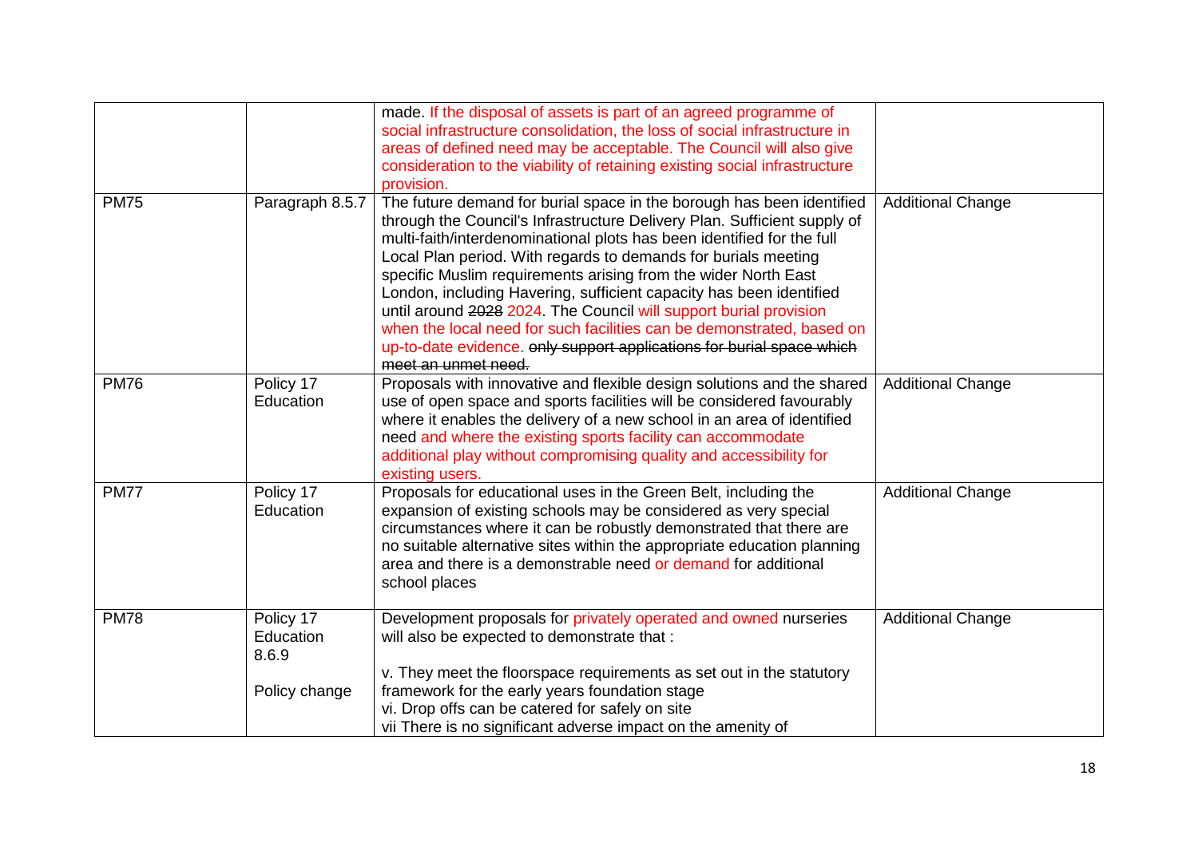| | | | |
|---|---|---|---|
| | | made. If the disposal of assets is part of an agreed programme of social infrastructure consolidation, the loss of social infrastructure in areas of defined need may be acceptable. The Council will also give consideration to the viability of retaining existing social infrastructure provision. | |
| PM75 | Paragraph 8.5.7 | The future demand for burial space in the borough has been identified through the Council's Infrastructure Delivery Plan. Sufficient supply of multi-faith/interdenominational plots has been identified for the full Local Plan period. With regards to demands for burials meeting specific Muslim requirements arising from the wider North East London, including Havering, sufficient capacity has been identified until around ~~2028~~ 2024. The Council will support burial provision when the local need for such facilities can be demonstrated, based on up-to-date evidence. ~~only support applications for burial space which meet an unmet need.~~ | Additional Change |
| PM76 | Policy 17 Education | Proposals with innovative and flexible design solutions and the shared use of open space and sports facilities will be considered favourably where it enables the delivery of a new school in an area of identified need and where the existing sports facility can accommodate additional play without compromising quality and accessibility for existing users. | Additional Change |
| PM77 | Policy 17 Education | Proposals for educational uses in the Green Belt, including the expansion of existing schools may be considered as very special circumstances where it can be robustly demonstrated that there are no suitable alternative sites within the appropriate education planning area and there is a demonstrable need or demand for additional school places | Additional Change |
| PM78 | Policy 17 Education 8.6.9<br><br>Policy change | Development proposals for privately operated and owned nurseries will also be expected to demonstrate that :<br><br>v. They meet the floorspace requirements as set out in the statutory framework for the early years foundation stage<br>vi. Drop offs can be catered for safely on site<br>vii There is no significant adverse impact on the amenity of | Additional Change |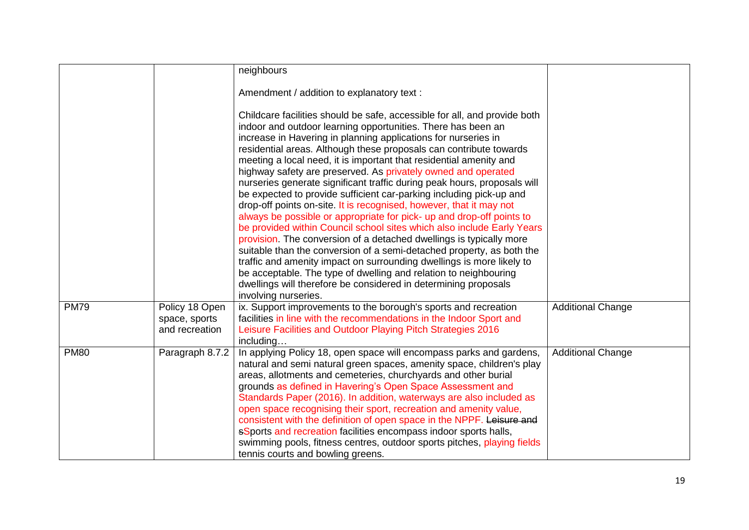| | | | |
|---|---|---|---|
| | | neighbours<br><br>Amendment / addition to explanatory text :<br><br>Childcare facilities should be safe, accessible for all, and provide both indoor and outdoor learning opportunities. There has been an increase in Havering in planning applications for nurseries in residential areas. Although these proposals can contribute towards meeting a local need, it is important that residential amenity and highway safety are preserved. As privately owned and operated nurseries generate significant traffic during peak hours, proposals will be expected to provide sufficient car-parking including pick-up and drop-off points on-site. It is recognised, however, that it may not always be possible or appropriate for pick- up and drop-off points to be provided within Council school sites which also include Early Years provision. The conversion of a detached dwellings is typically more suitable than the conversion of a semi-detached property, as both the traffic and amenity impact on surrounding dwellings is more likely to be acceptable. The type of dwelling and relation to neighbouring dwellings will therefore be considered in determining proposals involving nurseries. | |
| PM79 | Policy 18 Open space, sports and recreation | ix. Support improvements to the borough's sports and recreation facilities in line with the recommendations in the Indoor Sport and Leisure Facilities and Outdoor Playing Pitch Strategies 2016 including… | Additional Change |
| PM80 | Paragraph 8.7.2 | In applying Policy 18, open space will encompass parks and gardens, natural and semi natural green spaces, amenity space, children's play areas, allotments and cemeteries, churchyards and other burial grounds as defined in Havering's Open Space Assessment and Standards Paper (2016). In addition, waterways are also included as open space recognising their sport, recreation and amenity value, consistent with the definition of open space in the NPPF. ~~Leisure and~~ ~~s~~Sports and recreation facilities encompass indoor sports halls, swimming pools, fitness centres, outdoor sports pitches, playing fields tennis courts and bowling greens. | Additional Change |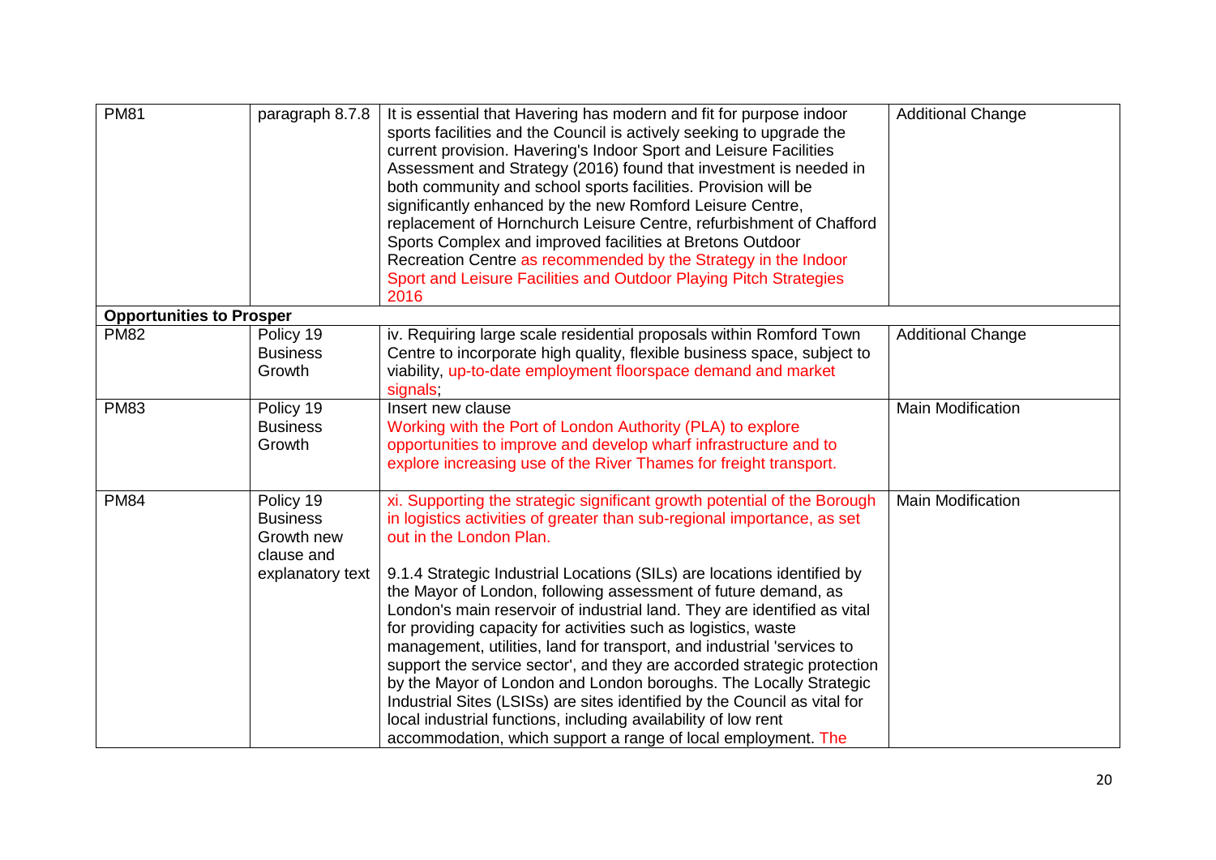| PM81 | paragraph 8.7.8 | It is essential that Havering has modern and fit for purpose indoor sports facilities and the Council is actively seeking to upgrade the current provision. Havering's Indoor Sport and Leisure Facilities Assessment and Strategy (2016) found that investment is needed in both community and school sports facilities. Provision will be significantly enhanced by the new Romford Leisure Centre, replacement of Hornchurch Leisure Centre, refurbishment of Chafford Sports Complex and improved facilities at Bretons Outdoor Recreation Centre as recommended by the Strategy in the Indoor Sport and Leisure Facilities and Outdoor Playing Pitch Strategies 2016 | Additional Change |
|---|---|---|---|
| **Opportunities to Prosper** | | | |
| PM82 | Policy 19 Business Growth | iv. Requiring large scale residential proposals within Romford Town Centre to incorporate high quality, flexible business space, subject to viability, up-to-date employment floorspace demand and market signals; | Additional Change |
| PM83 | Policy 19 Business Growth | Insert new clause<br>Working with the Port of London Authority (PLA) to explore opportunities to improve and develop wharf infrastructure and to explore increasing use of the River Thames for freight transport. | Main Modification |
| PM84 | Policy 19 Business Growth new clause and explanatory text | xi. Supporting the strategic significant growth potential of the Borough in logistics activities of greater than sub-regional importance, as set out in the London Plan.<br><br>9.1.4 Strategic Industrial Locations (SILs) are locations identified by the Mayor of London, following assessment of future demand, as London's main reservoir of industrial land. They are identified as vital for providing capacity for activities such as logistics, waste management, utilities, land for transport, and industrial 'services to support the service sector', and they are accorded strategic protection by the Mayor of London and London boroughs. The Locally Strategic Industrial Sites (LSISs) are sites identified by the Council as vital for local industrial functions, including availability of low rent accommodation, which support a range of local employment. The | Main Modification |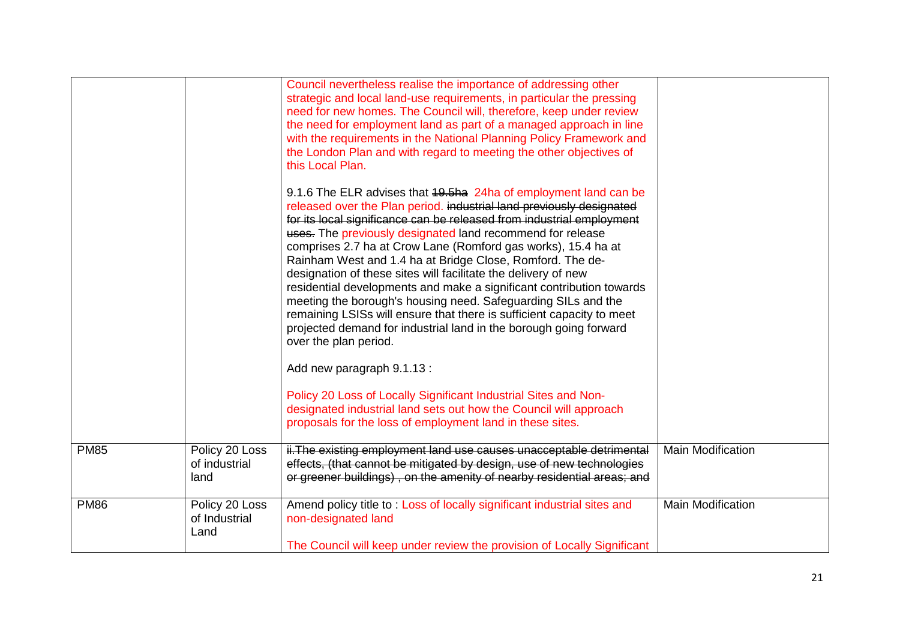| | | | |
|---|---|---|---|
| | | Council nevertheless realise the importance of addressing other strategic and local land-use requirements, in particular the pressing need for new homes. The Council will, therefore, keep under review the need for employment land as part of a managed approach in line with the requirements in the National Planning Policy Framework and the London Plan and with regard to meeting the other objectives of this Local Plan.<br><br>9.1.6 The ELR advises that ~~19.5ha~~ 24ha of employment land can be released over the Plan period. ~~industrial land previously designated for its local significance can be released from industrial employment uses.~~ The previously designated land recommend for release comprises 2.7 ha at Crow Lane (Romford gas works), 15.4 ha at Rainham West and 1.4 ha at Bridge Close, Romford. The de-designation of these sites will facilitate the delivery of new residential developments and make a significant contribution towards meeting the borough's housing need. Safeguarding SILs and the remaining LSISs will ensure that there is sufficient capacity to meet projected demand for industrial land in the borough going forward over the plan period.<br><br>Add new paragraph 9.1.13 :<br><br>Policy 20 Loss of Locally Significant Industrial Sites and Non-designated industrial land sets out how the Council will approach proposals for the loss of employment land in these sites. | |
| PM85 | Policy 20 Loss of industrial land | ~~ii.The existing employment land use causes unacceptable detrimental effects, (that cannot be mitigated by design, use of new technologies or greener buildings) , on the amenity of nearby residential areas; and~~ | Main Modification |
| PM86 | Policy 20 Loss of Industrial Land | Amend policy title to : Loss of locally significant industrial sites and non-designated land<br><br>The Council will keep under review the provision of Locally Significant | Main Modification |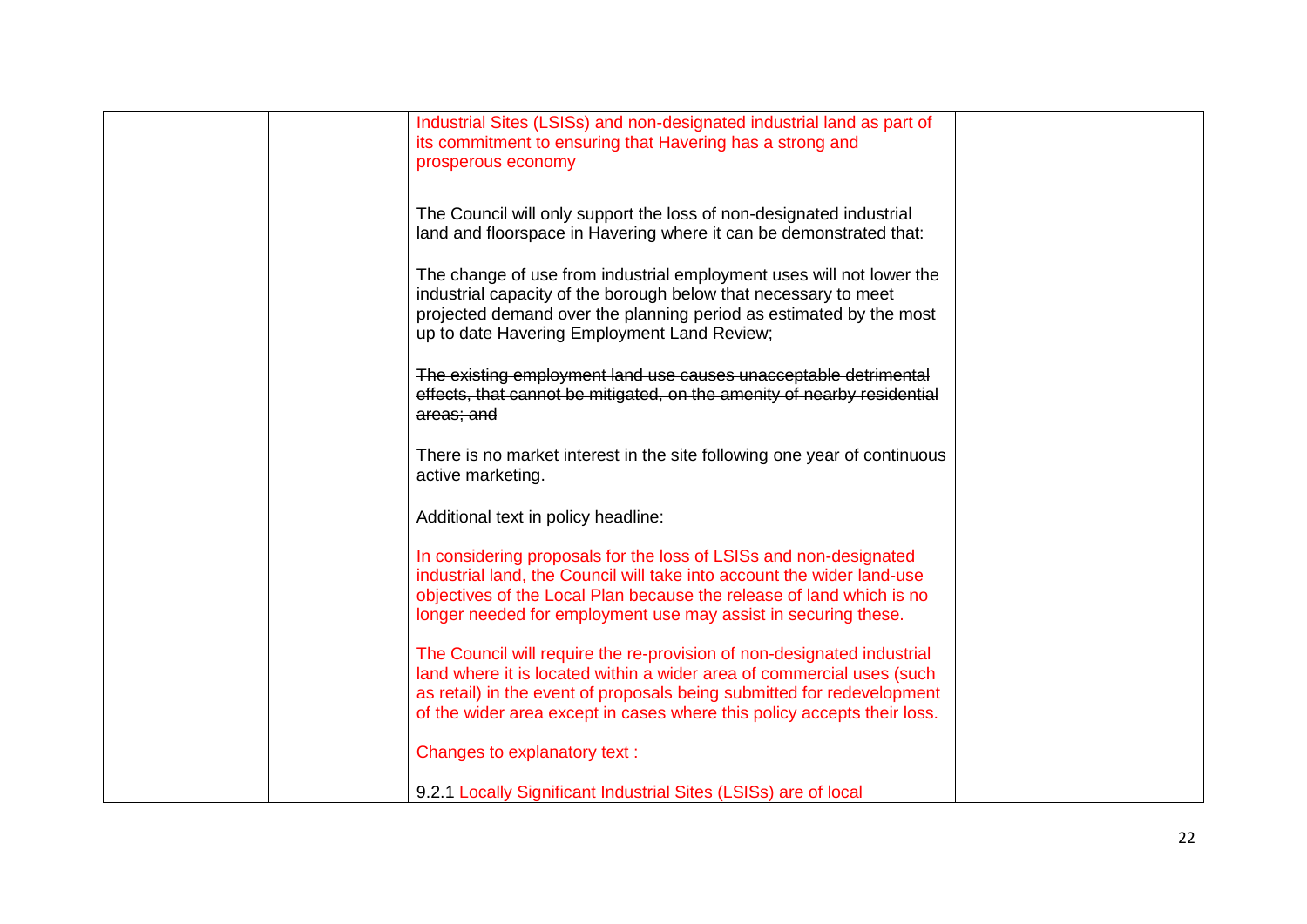| | | | |
|---|---|---|---|
| | | Industrial Sites (LSISs) and non-designated industrial land as part of its commitment to ensuring that Havering has a strong and prosperous economy<br><br>The Council will only support the loss of non-designated industrial land and floorspace in Havering where it can be demonstrated that:<br><br>The change of use from industrial employment uses will not lower the industrial capacity of the borough below that necessary to meet projected demand over the planning period as estimated by the most up to date Havering Employment Land Review;<br><br>~~The existing employment land use causes unacceptable detrimental effects, that cannot be mitigated, on the amenity of nearby residential areas; and~~<br><br>There is no market interest in the site following one year of continuous active marketing.<br><br>Additional text in policy headline:<br><br>In considering proposals for the loss of LSISs and non-designated industrial land, the Council will take into account the wider land-use objectives of the Local Plan because the release of land which is no longer needed for employment use may assist in securing these.<br><br>The Council will require the re-provision of non-designated industrial land where it is located within a wider area of commercial uses (such as retail) in the event of proposals being submitted for redevelopment of the wider area except in cases where this policy accepts their loss.<br><br>Changes to explanatory text :<br><br>9.2.1 Locally Significant Industrial Sites (LSISs) are of local | |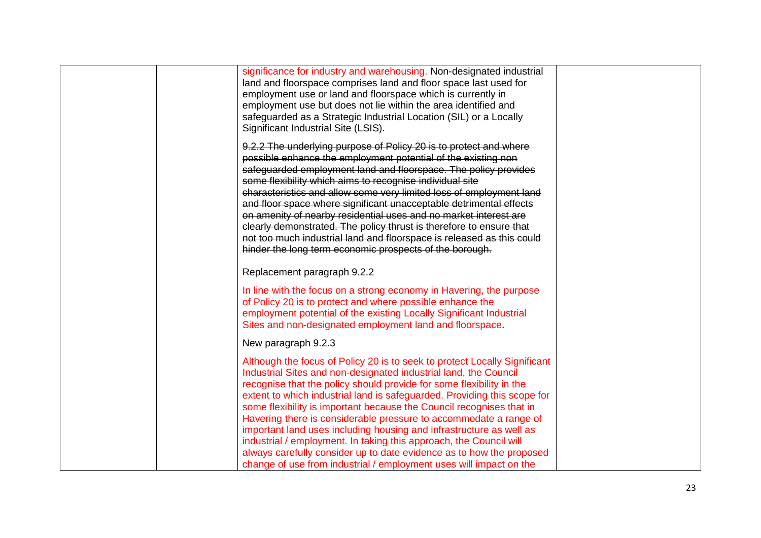| | | | |
|---|---|---|---|
| | | significance for industry and warehousing. Non-designated industrial land and floorspace comprises land and floor space last used for employment use or land and floorspace which is currently in employment use but does not lie within the area identified and safeguarded as a Strategic Industrial Location (SIL) or a Locally Significant Industrial Site (LSIS).<br><br>~~9.2.2 The underlying purpose of Policy 20 is to protect and where possible enhance the employment potential of the existing non safeguarded employment land and floorspace. The policy provides some flexibility which aims to recognise individual site characteristics and allow some very limited loss of employment land and floor space where significant unacceptable detrimental effects on amenity of nearby residential uses and no market interest are clearly demonstrated. The policy thrust is therefore to ensure that not too much industrial land and floorspace is released as this could hinder the long term economic prospects of the borough.~~<br><br>Replacement paragraph 9.2.2<br><br>In line with the focus on a strong economy in Havering, the purpose of Policy 20 is to protect and where possible enhance the employment potential of the existing Locally Significant Industrial Sites and non-designated employment land and floorspace.<br><br>New paragraph 9.2.3<br><br>Although the focus of Policy 20 is to seek to protect Locally Significant Industrial Sites and non-designated industrial land, the Council recognise that the policy should provide for some flexibility in the extent to which industrial land is safeguarded. Providing this scope for some flexibility is important because the Council recognises that in Havering there is considerable pressure to accommodate a range of important land uses including housing and infrastructure as well as industrial / employment. In taking this approach, the Council will always carefully consider up to date evidence as to how the proposed change of use from industrial / employment uses will impact on the | |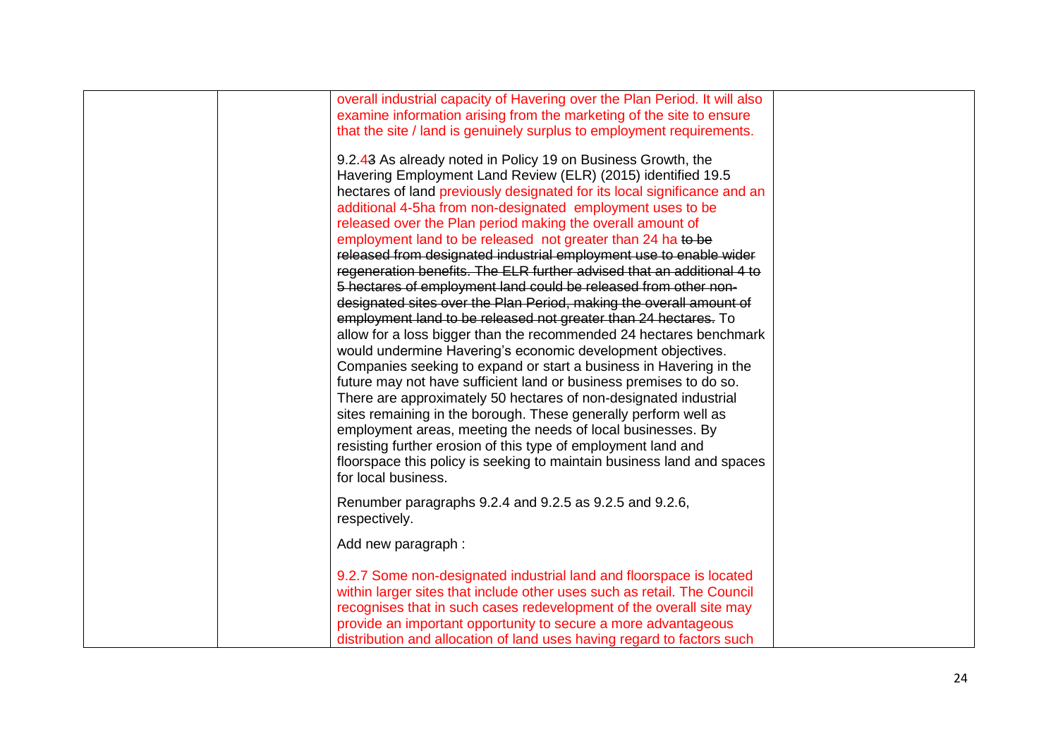| | | overall industrial capacity of Havering over the Plan Period. It will also examine information arising from the marketing of the site to ensure that the site / land is genuinely surplus to employment requirements.<br><br>9.2.4~~3~~ As already noted in Policy 19 on Business Growth, the Havering Employment Land Review (ELR) (2015) identified 19.5 hectares of land previously designated for its local significance and an additional 4-5ha from non-designated employment uses to be released over the Plan period making the overall amount of employment land to be released not greater than 24 ha ~~to be released from designated industrial employment use to enable wider regeneration benefits. The ELR further advised that an additional 4 to 5 hectares of employment land could be released from other non-designated sites over the Plan Period, making the overall amount of employment land to be released not greater than 24 hectares.~~ To allow for a loss bigger than the recommended 24 hectares benchmark would undermine Havering's economic development objectives. Companies seeking to expand or start a business in Havering in the future may not have sufficient land or business premises to do so. There are approximately 50 hectares of non-designated industrial sites remaining in the borough. These generally perform well as employment areas, meeting the needs of local businesses. By resisting further erosion of this type of employment land and floorspace this policy is seeking to maintain business land and spaces for local business.<br><br>Renumber paragraphs 9.2.4 and 9.2.5 as 9.2.5 and 9.2.6, respectively.<br><br>Add new paragraph :<br><br>9.2.7 Some non-designated industrial land and floorspace is located within larger sites that include other uses such as retail. The Council recognises that in such cases redevelopment of the overall site may provide an important opportunity to secure a more advantageous distribution and allocation of land uses having regard to factors such | |
|---|---|---|---|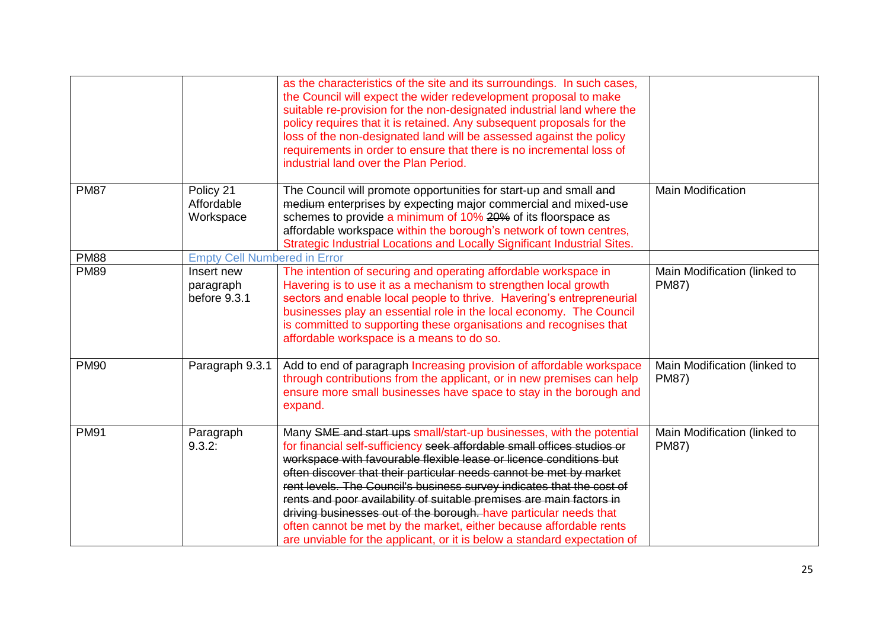| | | | |
|---|---|---|---|
| | | as the characteristics of the site and its surroundings. In such cases, the Council will expect the wider redevelopment proposal to make suitable re-provision for the non-designated industrial land where the policy requires that it is retained. Any subsequent proposals for the loss of the non-designated land will be assessed against the policy requirements in order to ensure that there is no incremental loss of industrial land over the Plan Period. | |
| PM87 | Policy 21 Affordable Workspace | The Council will promote opportunities for start-up and small ~~and medium~~ enterprises by expecting major commercial and mixed-use schemes to provide a minimum of 10% ~~20%~~ of its floorspace as affordable workspace within the borough's network of town centres, Strategic Industrial Locations and Locally Significant Industrial Sites. | Main Modification |
| PM88 | Empty Cell Numbered in Error | | |
| PM89 | Insert new paragraph before 9.3.1 | The intention of securing and operating affordable workspace in Havering is to use it as a mechanism to strengthen local growth sectors and enable local people to thrive. Havering's entrepreneurial businesses play an essential role in the local economy. The Council is committed to supporting these organisations and recognises that affordable workspace is a means to do so. | Main Modification (linked to PM87) |
| PM90 | Paragraph 9.3.1 | Add to end of paragraph Increasing provision of affordable workspace through contributions from the applicant, or in new premises can help ensure more small businesses have space to stay in the borough and expand. | Main Modification (linked to PM87) |
| PM91 | Paragraph 9.3.2: | Many ~~SME and start ups~~ small/start-up businesses, with the potential for financial self-sufficiency ~~seek affordable small offices studios or workspace with favourable flexible lease or licence conditions but often discover that their particular needs cannot be met by market rent levels. The Council's business survey indicates that the cost of rents and poor availability of suitable premises are main factors in driving businesses out of the borough.~~ have particular needs that often cannot be met by the market, either because affordable rents are unviable for the applicant, or it is below a standard expectation of | Main Modification (linked to PM87) |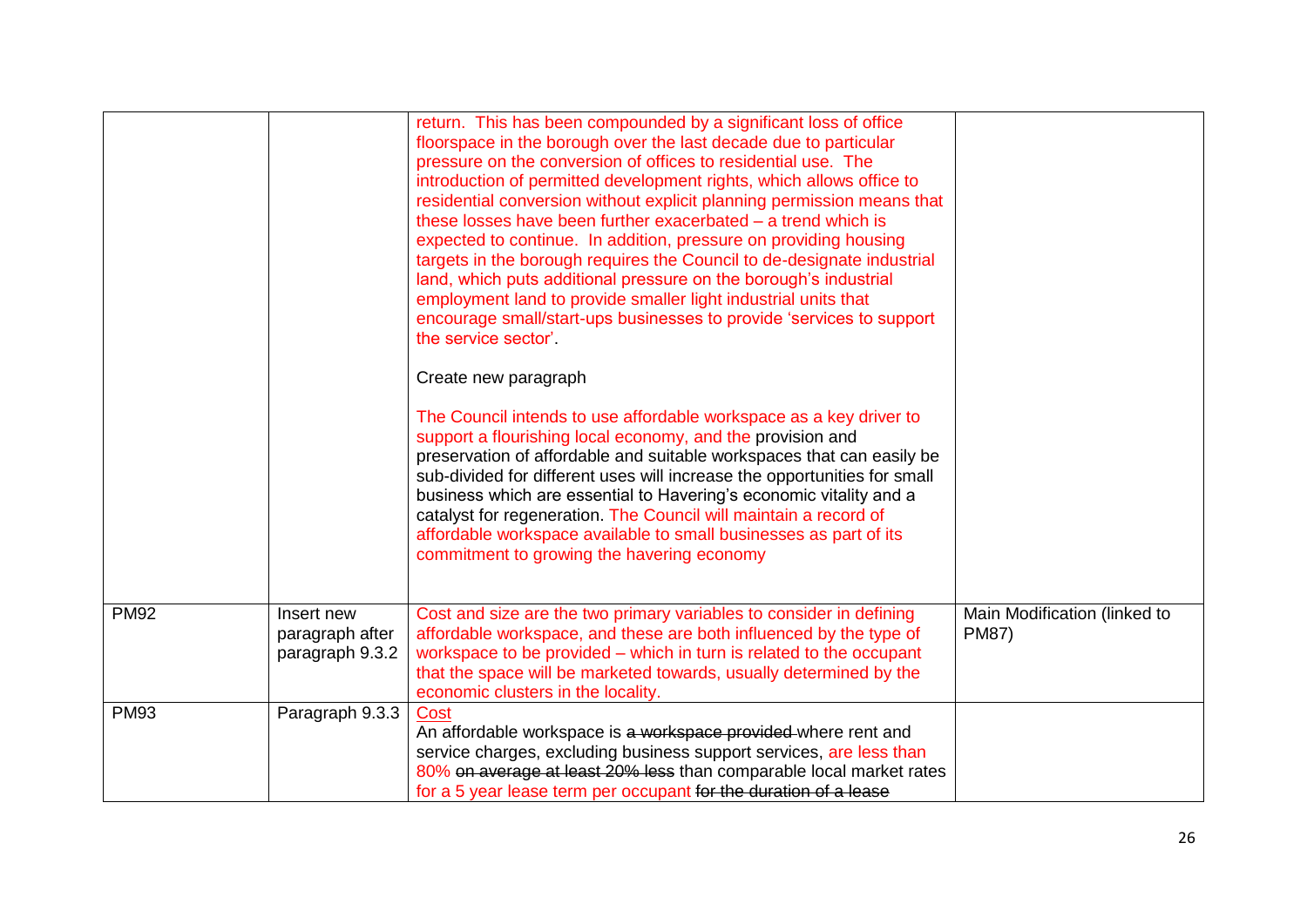| | | | |
|---|---|---|---|
| | | return. This has been compounded by a significant loss of office floorspace in the borough over the last decade due to particular pressure on the conversion of offices to residential use. The introduction of permitted development rights, which allows office to residential conversion without explicit planning permission means that these losses have been further exacerbated – a trend which is expected to continue. In addition, pressure on providing housing targets in the borough requires the Council to de-designate industrial land, which puts additional pressure on the borough's industrial employment land to provide smaller light industrial units that encourage small/start-ups businesses to provide 'services to support the service sector'.<br><br>Create new paragraph<br><br>The Council intends to use affordable workspace as a key driver to support a flourishing local economy, and the provision and preservation of affordable and suitable workspaces that can easily be sub-divided for different uses will increase the opportunities for small business which are essential to Havering's economic vitality and a catalyst for regeneration. The Council will maintain a record of affordable workspace available to small businesses as part of its commitment to growing the havering economy | |
| PM92 | Insert new paragraph after paragraph 9.3.2 | Cost and size are the two primary variables to consider in defining affordable workspace, and these are both influenced by the type of workspace to be provided – which in turn is related to the occupant that the space will be marketed towards, usually determined by the economic clusters in the locality. | Main Modification (linked to PM87) |
| PM93 | Paragraph 9.3.3 | <u>Cost</u><br>An affordable workspace is ~~a workspace provided~~ where rent and service charges, excluding business support services, are less than 80% ~~on average at least 20% less~~ than comparable local market rates for a 5 year lease term per occupant ~~for the duration of a lease~~ | |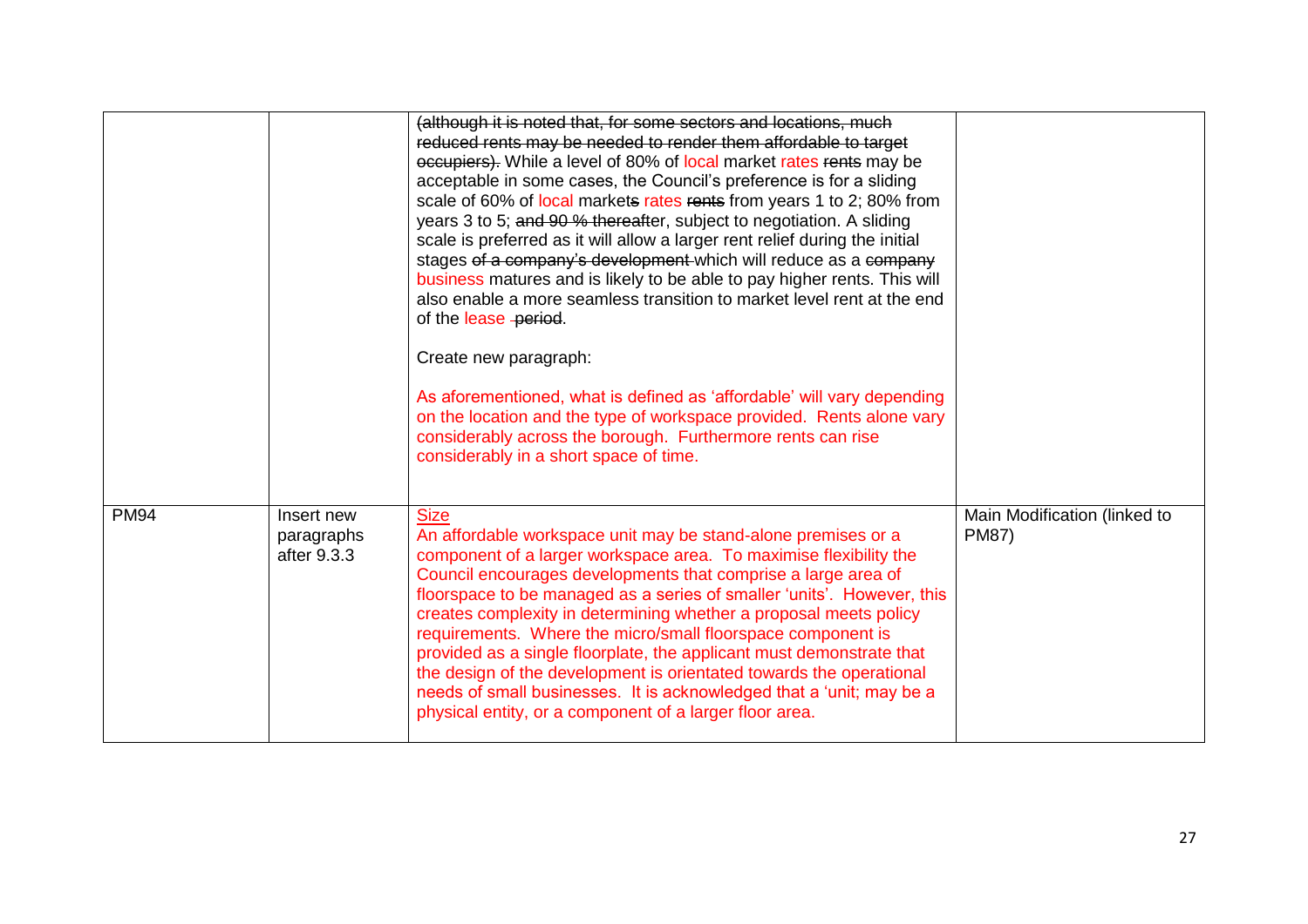| | | | |
|---|---|---|---|
| | | ~~(although it is noted that, for some sectors and locations, much reduced rents may be needed to render them affordable to target occupiers).~~ While a level of 80% of local market rates ~~rents~~ may be acceptable in some cases, the Council's preference is for a sliding scale of 60% of local market~~s~~ rates ~~rents~~ from years 1 to 2; 80% from years 3 to 5; ~~and 90 % thereaft~~er, subject to negotiation. A sliding scale is preferred as it will allow a larger rent relief during the initial stages ~~of a company's development~~ which will reduce as a ~~company~~ business matures and is likely to be able to pay higher rents. This will also enable a more seamless transition to market level rent at the end of the lease ~~period~~.<br><br>Create new paragraph:<br><br>As aforementioned, what is defined as 'affordable' will vary depending on the location and the type of workspace provided. Rents alone vary considerably across the borough. Furthermore rents can rise considerably in a short space of time. | |
| PM94 | Insert new paragraphs after 9.3.3 | <u>Size</u><br>An affordable workspace unit may be stand-alone premises or a component of a larger workspace area. To maximise flexibility the Council encourages developments that comprise a large area of floorspace to be managed as a series of smaller 'units'. However, this creates complexity in determining whether a proposal meets policy requirements. Where the micro/small floorspace component is provided as a single floorplate, the applicant must demonstrate that the design of the development is orientated towards the operational needs of small businesses. It is acknowledged that a 'unit; may be a physical entity, or a component of a larger floor area. | Main Modification (linked to PM87) |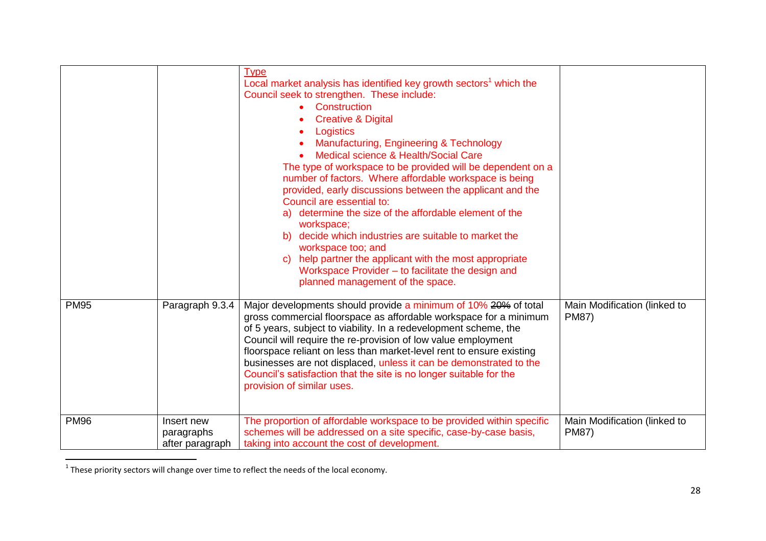| | | | |
|---|---|---|---|
| | | Type<br>Local market analysis has identified key growth sectors[1] which the Council seek to strengthen. These include:<br>• Construction<br>• Creative & Digital<br>• Logistics<br>• Manufacturing, Engineering & Technology<br>• Medical science & Health/Social Care<br>The type of workspace to be provided will be dependent on a number of factors. Where affordable workspace is being provided, early discussions between the applicant and the Council are essential to:<br>a) determine the size of the affordable element of the workspace;<br>b) decide which industries are suitable to market the workspace too; and<br>c) help partner the applicant with the most appropriate Workspace Provider – to facilitate the design and planned management of the space. | |
| PM95 | Paragraph 9.3.4 | Major developments should provide a minimum of 10% ~~20%~~ of total gross commercial floorspace as affordable workspace for a minimum of 5 years, subject to viability. In a redevelopment scheme, the Council will require the re-provision of low value employment floorspace reliant on less than market-level rent to ensure existing businesses are not displaced, unless it can be demonstrated to the Council's satisfaction that the site is no longer suitable for the provision of similar uses. | Main Modification (linked to PM87) |
| PM96 | Insert new paragraphs after paragraph | The proportion of affordable workspace to be provided within specific schemes will be addressed on a site specific, case-by-case basis, taking into account the cost of development. | Main Modification (linked to PM87) |

[1] These priority sectors will change over time to reflect the needs of the local economy.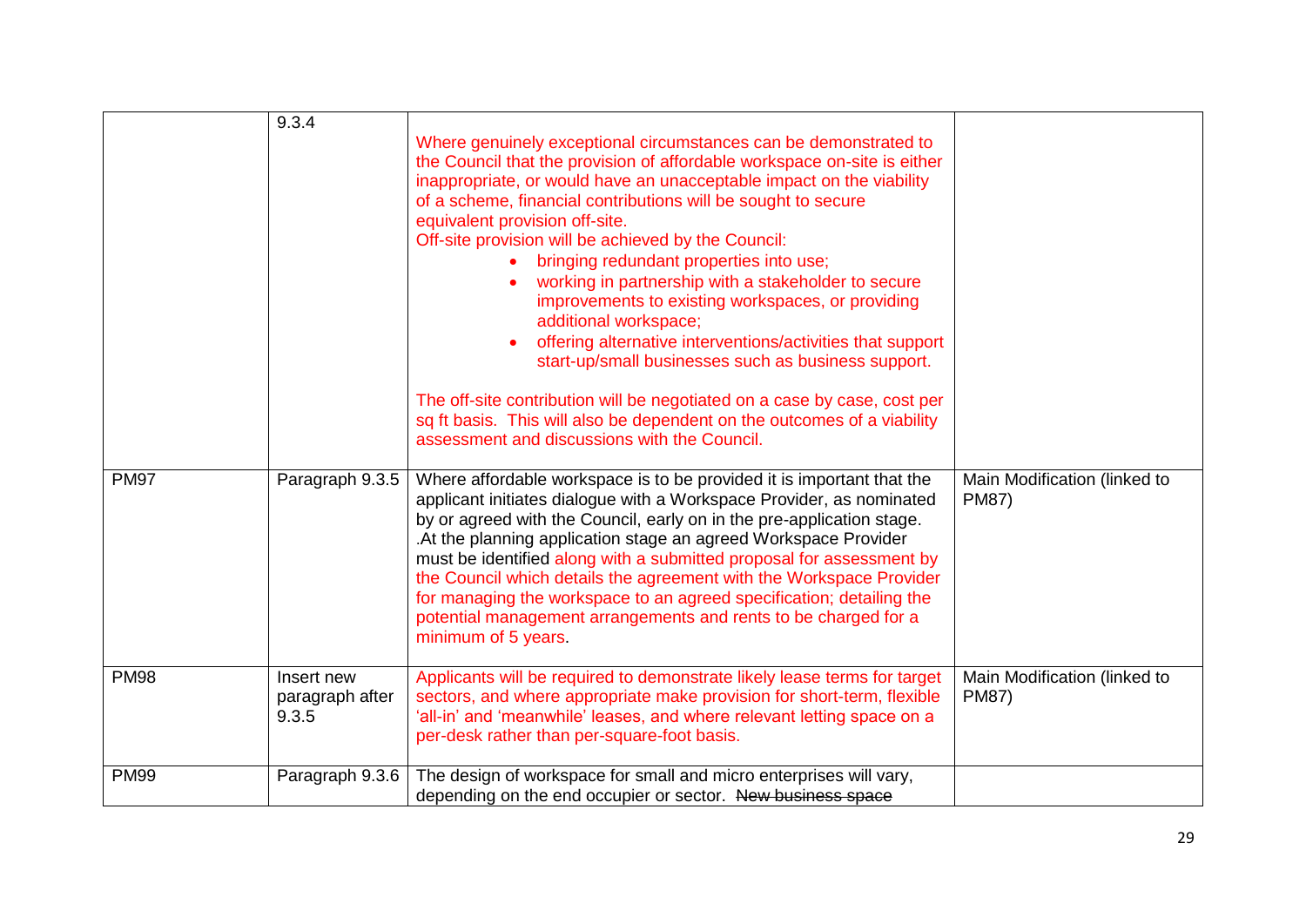| | 9.3.4 | Where genuinely exceptional circumstances can be demonstrated to the Council that the provision of affordable workspace on-site is either inappropriate, or would have an unacceptable impact on the viability of a scheme, financial contributions will be sought to secure equivalent provision off-site.<br>Off-site provision will be achieved by the Council:<br>• bringing redundant properties into use;<br>• working in partnership with a stakeholder to secure improvements to existing workspaces, or providing additional workspace;<br>• offering alternative interventions/activities that support start-up/small businesses such as business support.<br><br>The off-site contribution will be negotiated on a case by case, cost per sq ft basis. This will also be dependent on the outcomes of a viability assessment and discussions with the Council. | |
|---|---|---|---|
| PM97 | Paragraph 9.3.5 | Where affordable workspace is to be provided it is important that the applicant initiates dialogue with a Workspace Provider, as nominated by or agreed with the Council, early on in the pre-application stage. .At the planning application stage an agreed Workspace Provider must be identified along with a submitted proposal for assessment by the Council which details the agreement with the Workspace Provider for managing the workspace to an agreed specification; detailing the potential management arrangements and rents to be charged for a minimum of 5 years. | Main Modification (linked to PM87) |
| PM98 | Insert new paragraph after 9.3.5 | Applicants will be required to demonstrate likely lease terms for target sectors, and where appropriate make provision for short-term, flexible 'all-in' and 'meanwhile' leases, and where relevant letting space on a per-desk rather than per-square-foot basis. | Main Modification (linked to PM87) |
| PM99 | Paragraph 9.3.6 | The design of workspace for small and micro enterprises will vary, depending on the end occupier or sector. ~~New business space~~ | |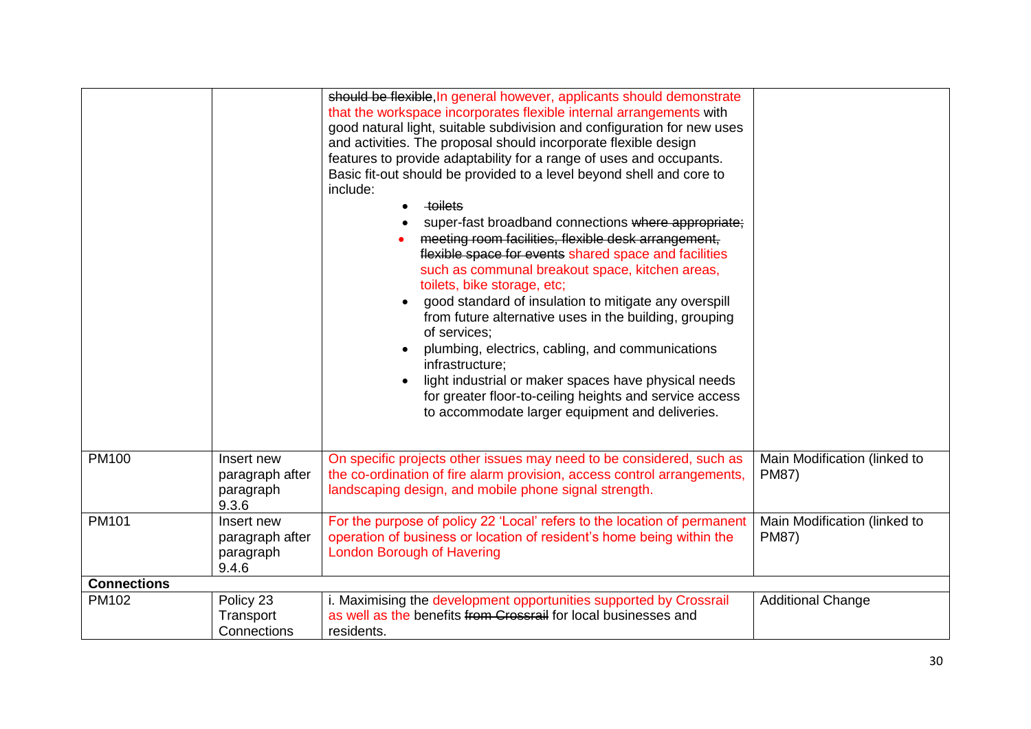| | | | |
|---|---|---|---|
| | | ~~should be flexible,~~In general however, applicants should demonstrate that the workspace incorporates flexible internal arrangements with good natural light, suitable subdivision and configuration for new uses and activities. The proposal should incorporate flexible design features to provide adaptability for a range of uses and occupants. Basic fit-out should be provided to a level beyond shell and core to include: <br>• ~~toilets~~ <br>• super-fast broadband connections ~~where appropriate;~~ <br>• ~~meeting room facilities, flexible desk arrangement, flexible space for events~~ shared space and facilities such as communal breakout space, kitchen areas, toilets, bike storage, etc; <br>• good standard of insulation to mitigate any overspill from future alternative uses in the building, grouping of services; <br>• plumbing, electrics, cabling, and communications infrastructure; <br>• light industrial or maker spaces have physical needs for greater floor-to-ceiling heights and service access to accommodate larger equipment and deliveries. | |
| PM100 | Insert new paragraph after paragraph 9.3.6 | On specific projects other issues may need to be considered, such as the co-ordination of fire alarm provision, access control arrangements, landscaping design, and mobile phone signal strength. | Main Modification (linked to PM87) |
| PM101 | Insert new paragraph after paragraph 9.4.6 | For the purpose of policy 22 'Local' refers to the location of permanent operation of business or location of resident's home being within the London Borough of Havering | Main Modification (linked to PM87) |
| **Connections** | | | |
| PM102 | Policy 23 Transport Connections | i. Maximising the development opportunities supported by Crossrail as well as the benefits ~~from Crossrail~~ for local businesses and residents. | Additional Change |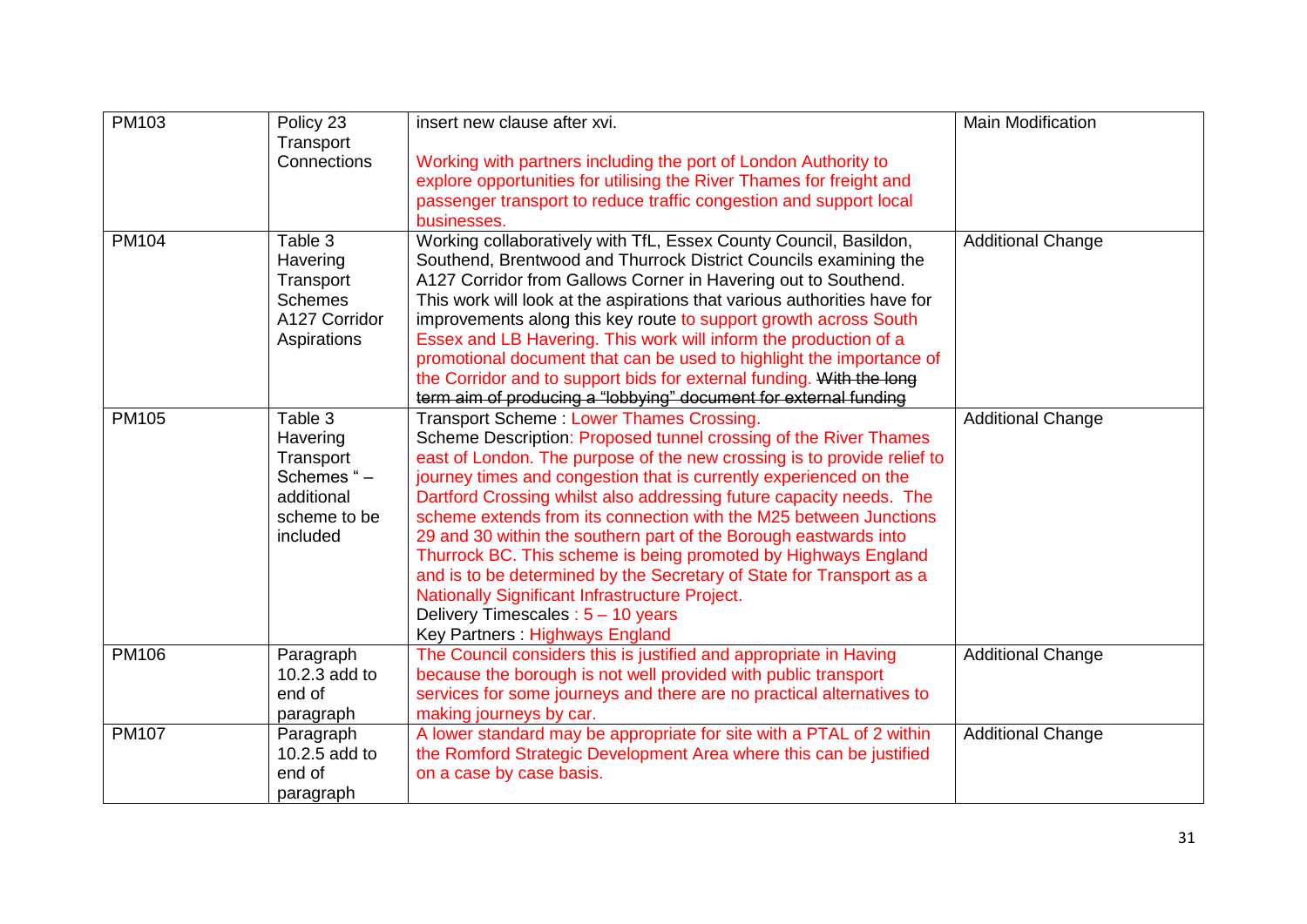| PM103 | Policy 23 Transport Connections | insert new clause after xvi.<br><br>Working with partners including the port of London Authority to explore opportunities for utilising the River Thames for freight and passenger transport to reduce traffic congestion and support local businesses. | Main Modification |
|---|---|---|---|
| PM104 | Table 3 Havering Transport Schemes A127 Corridor Aspirations | Working collaboratively with TfL, Essex County Council, Basildon, Southend, Brentwood and Thurrock District Councils examining the A127 Corridor from Gallows Corner in Havering out to Southend. This work will look at the aspirations that various authorities have for improvements along this key route to support growth across South Essex and LB Havering. This work will inform the production of a promotional document that can be used to highlight the importance of the Corridor and to support bids for external funding. ~~With the long term aim of producing a "lobbying" document for external funding~~ | Additional Change |
| PM105 | Table 3 Havering Transport Schemes " – additional scheme to be included | Transport Scheme : Lower Thames Crossing.<br>Scheme Description: Proposed tunnel crossing of the River Thames east of London. The purpose of the new crossing is to provide relief to journey times and congestion that is currently experienced on the Dartford Crossing whilst also addressing future capacity needs. The scheme extends from its connection with the M25 between Junctions 29 and 30 within the southern part of the Borough eastwards into Thurrock BC. This scheme is being promoted by Highways England and is to be determined by the Secretary of State for Transport as a Nationally Significant Infrastructure Project.<br>Delivery Timescales : 5 – 10 years<br>Key Partners : Highways England | Additional Change |
| PM106 | Paragraph 10.2.3 add to end of paragraph | The Council considers this is justified and appropriate in Having because the borough is not well provided with public transport services for some journeys and there are no practical alternatives to making journeys by car. | Additional Change |
| PM107 | Paragraph 10.2.5 add to end of paragraph | A lower standard may be appropriate for site with a PTAL of 2 within the Romford Strategic Development Area where this can be justified on a case by case basis. | Additional Change |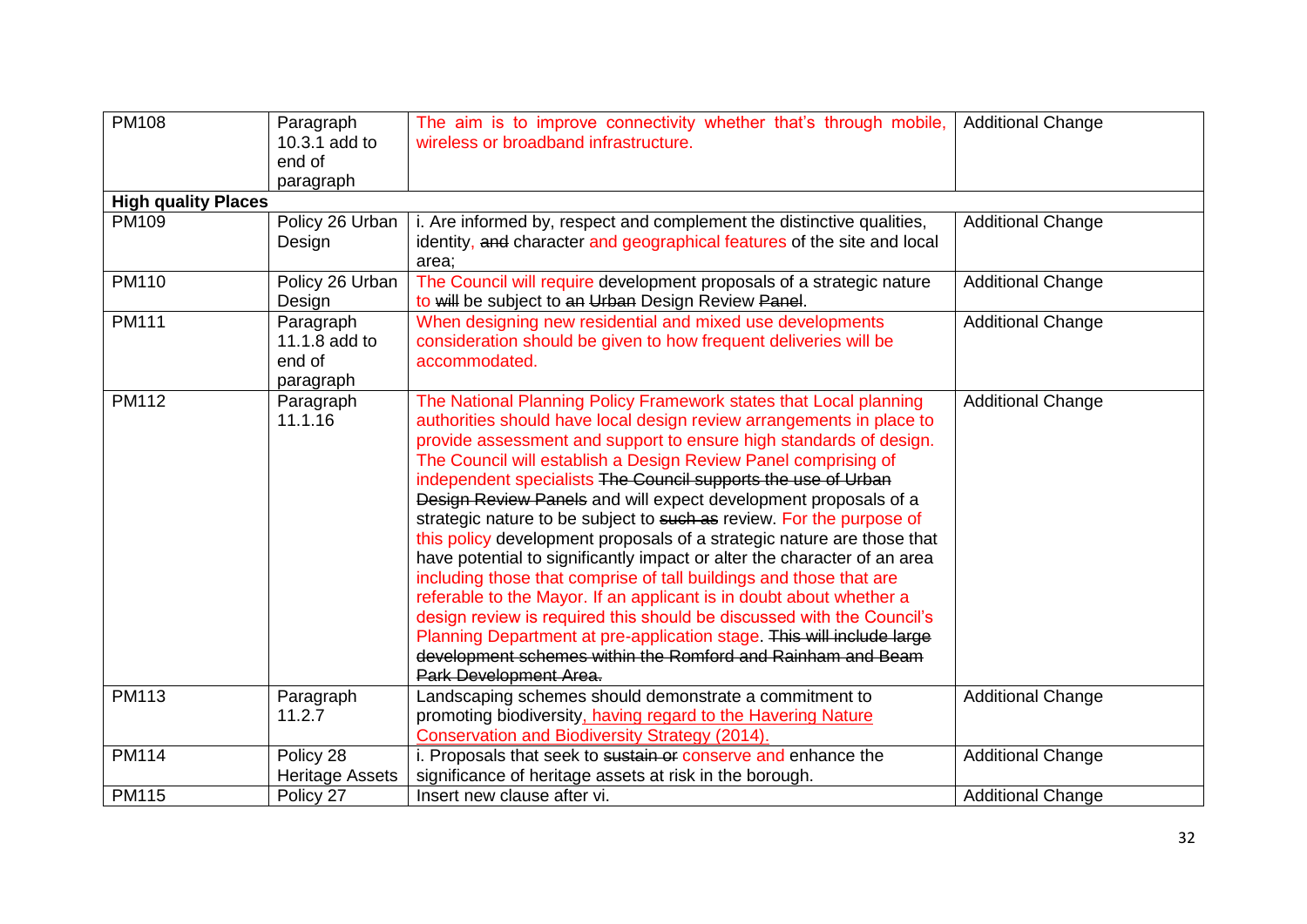| PM108 | Paragraph 10.3.1 add to end of paragraph | The aim is to improve connectivity whether that's through mobile, wireless or broadband infrastructure. | Additional Change |
|---|---|---|---|
| **High quality Places** | | | |
| PM109 | Policy 26 Urban Design | i. Are informed by, respect and complement the distinctive qualities, identity, ~~and~~ character and geographical features of the site and local area; | Additional Change |
| PM110 | Policy 26 Urban Design | The Council will require development proposals of a strategic nature to ~~will~~ be subject to ~~an Urban~~ Design Review ~~Panel~~. | Additional Change |
| PM111 | Paragraph 11.1.8 add to end of paragraph | When designing new residential and mixed use developments consideration should be given to how frequent deliveries will be accommodated. | Additional Change |
| PM112 | Paragraph 11.1.16 | The National Planning Policy Framework states that Local planning authorities should have local design review arrangements in place to provide assessment and support to ensure high standards of design. The Council will establish a Design Review Panel comprising of independent specialists ~~The Council supports the use of Urban Design Review Panels~~ and will expect development proposals of a strategic nature to be subject to ~~such as~~ review. For the purpose of this policy development proposals of a strategic nature are those that have potential to significantly impact or alter the character of an area including those that comprise of tall buildings and those that are referable to the Mayor. If an applicant is in doubt about whether a design review is required this should be discussed with the Council's Planning Department at pre-application stage. ~~This will include large development schemes within the Romford and Rainham and Beam Park Development Area.~~ | Additional Change |
| PM113 | Paragraph 11.2.7 | Landscaping schemes should demonstrate a commitment to promoting biodiversity, having regard to the Havering Nature Conservation and Biodiversity Strategy (2014). | Additional Change |
| PM114 | Policy 28 Heritage Assets | i. Proposals that seek to ~~sustain or~~ conserve and enhance the significance of heritage assets at risk in the borough. | Additional Change |
| PM115 | Policy 27 | Insert new clause after vi. | Additional Change |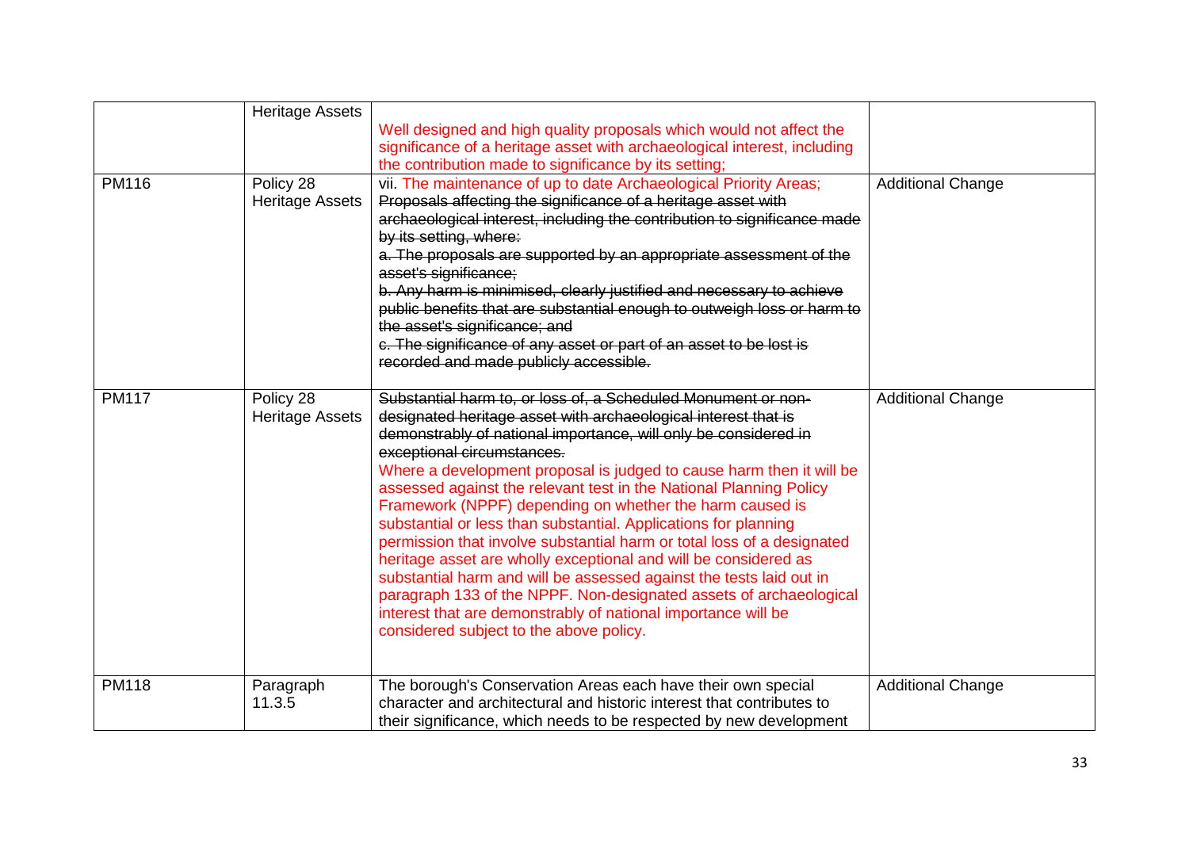| | | | |
|---|---|---|---|
| | Heritage Assets | Well designed and high quality proposals which would not affect the significance of a heritage asset with archaeological interest, including the contribution made to significance by its setting; | |
| PM116 | Policy 28 Heritage Assets | vii. The maintenance of up to date Archaeological Priority Areas; ~~Proposals affecting the significance of a heritage asset with archaeological interest, including the contribution to significance made by its setting, where:~~<br>~~a. The proposals are supported by an appropriate assessment of the asset's significance;~~<br>~~b. Any harm is minimised, clearly justified and necessary to achieve public benefits that are substantial enough to outweigh loss or harm to the asset's significance; and~~<br>~~c. The significance of any asset or part of an asset to be lost is recorded and made publicly accessible.~~ | Additional Change |
| PM117 | Policy 28 Heritage Assets | ~~Substantial harm to, or loss of, a Scheduled Monument or non-designated heritage asset with archaeological interest that is demonstrably of national importance, will only be considered in exceptional circumstances.~~<br>Where a development proposal is judged to cause harm then it will be assessed against the relevant test in the National Planning Policy Framework (NPPF) depending on whether the harm caused is substantial or less than substantial. Applications for planning permission that involve substantial harm or total loss of a designated heritage asset are wholly exceptional and will be considered as substantial harm and will be assessed against the tests laid out in paragraph 133 of the NPPF. Non-designated assets of archaeological interest that are demonstrably of national importance will be considered subject to the above policy. | Additional Change |
| PM118 | Paragraph 11.3.5 | The borough's Conservation Areas each have their own special character and architectural and historic interest that contributes to their significance, which needs to be respected by new development | Additional Change |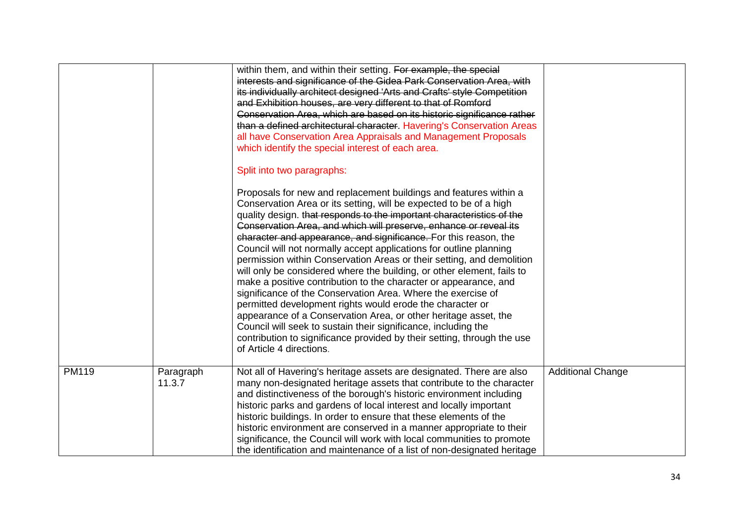| | | | |
|---|---|---|---|
| | | within them, and within their setting. ~~For example, the special interests and significance of the Gidea Park Conservation Area, with its individually architect designed 'Arts and Crafts' style Competition and Exhibition houses, are very different to that of Romford Conservation Area, which are based on its historic significance rather than a defined architectural character~~. Havering's Conservation Areas all have Conservation Area Appraisals and Management Proposals which identify the special interest of each area.<br><br>Split into two paragraphs:<br><br>Proposals for new and replacement buildings and features within a Conservation Area or its setting, will be expected to be of a high quality design. t~~hat responds to the important characteristics of the Conservation Area, and which will preserve, enhance or reveal its character and appearance, and significance.~~ For this reason, the Council will not normally accept applications for outline planning permission within Conservation Areas or their setting, and demolition will only be considered where the building, or other element, fails to make a positive contribution to the character or appearance, and significance of the Conservation Area. Where the exercise of permitted development rights would erode the character or appearance of a Conservation Area, or other heritage asset, the Council will seek to sustain their significance, including the contribution to significance provided by their setting, through the use of Article 4 directions. | |
| PM119 | Paragraph 11.3.7 | Not all of Havering's heritage assets are designated. There are also many non-designated heritage assets that contribute to the character and distinctiveness of the borough's historic environment including historic parks and gardens of local interest and locally important historic buildings. In order to ensure that these elements of the historic environment are conserved in a manner appropriate to their significance, the Council will work with local communities to promote the identification and maintenance of a list of non-designated heritage | Additional Change |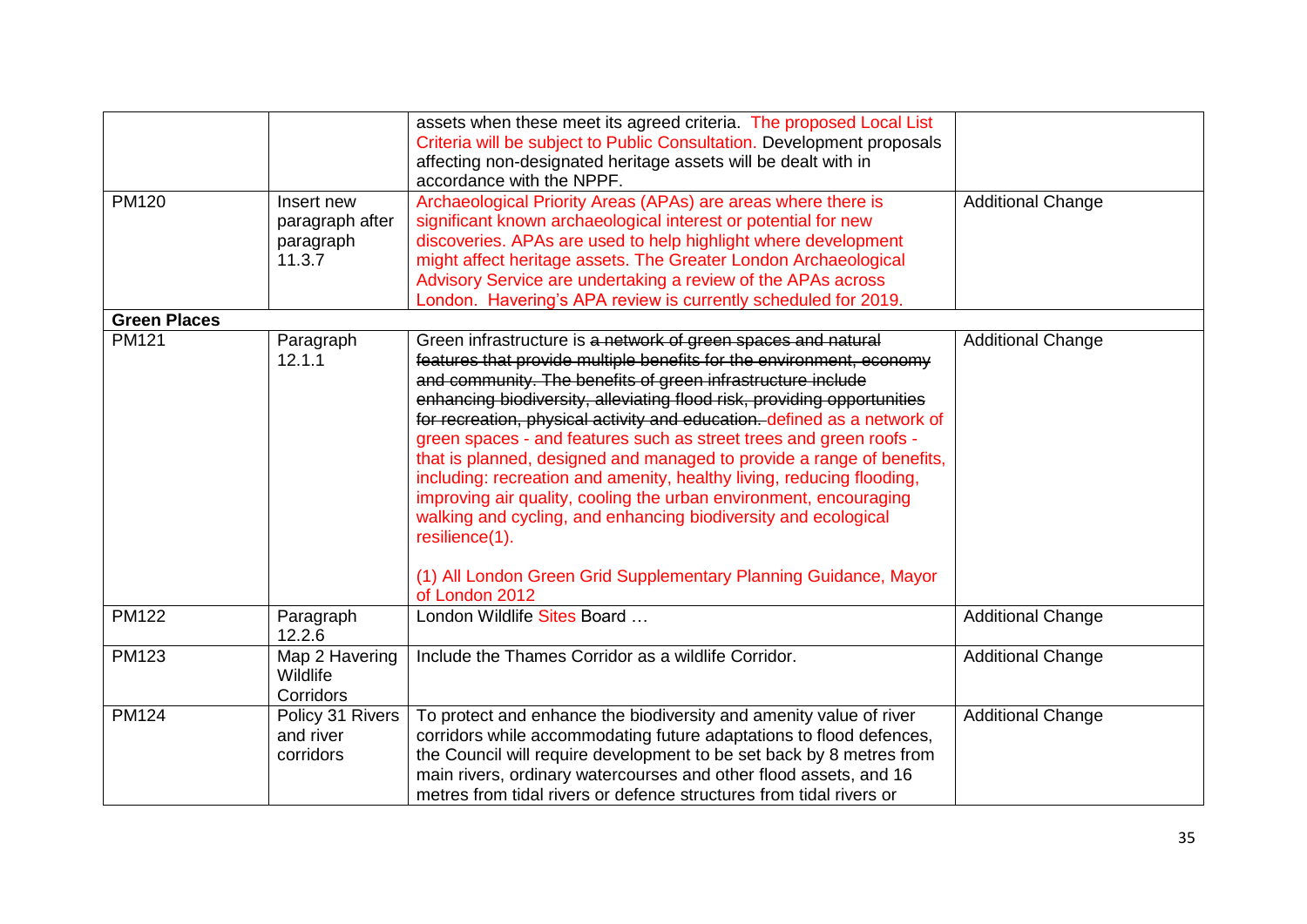|  |  |  |  |
|---|---|---|---|
|  |  | assets when these meet its agreed criteria. The proposed Local List Criteria will be subject to Public Consultation. Development proposals affecting non-designated heritage assets will be dealt with in accordance with the NPPF. |  |
| PM120 | Insert new paragraph after paragraph 11.3.7 | Archaeological Priority Areas (APAs) are areas where there is significant known archaeological interest or potential for new discoveries. APAs are used to help highlight where development might affect heritage assets. The Greater London Archaeological Advisory Service are undertaking a review of the APAs across London. Havering's APA review is currently scheduled for 2019. | Additional Change |
| **Green Places** |  |  |  |
| PM121 | Paragraph 12.1.1 | Green infrastructure is ~~a network of green spaces and natural features that provide multiple benefits for the environment, economy and community. The benefits of green infrastructure include enhancing biodiversity, alleviating flood risk, providing opportunities for recreation, physical activity and education.~~ defined as a network of green spaces - and features such as street trees and green roofs - that is planned, designed and managed to provide a range of benefits, including: recreation and amenity, healthy living, reducing flooding, improving air quality, cooling the urban environment, encouraging walking and cycling, and enhancing biodiversity and ecological resilience(1).<br><br>(1) All London Green Grid Supplementary Planning Guidance, Mayor of London 2012 | Additional Change |
| PM122 | Paragraph 12.2.6 | London Wildlife Sites Board … | Additional Change |
| PM123 | Map 2 Havering Wildlife Corridors | Include the Thames Corridor as a wildlife Corridor. | Additional Change |
| PM124 | Policy 31 Rivers and river corridors | To protect and enhance the biodiversity and amenity value of river corridors while accommodating future adaptations to flood defences, the Council will require development to be set back by 8 metres from main rivers, ordinary watercourses and other flood assets, and 16 metres from tidal rivers or defence structures from tidal rivers or | Additional Change |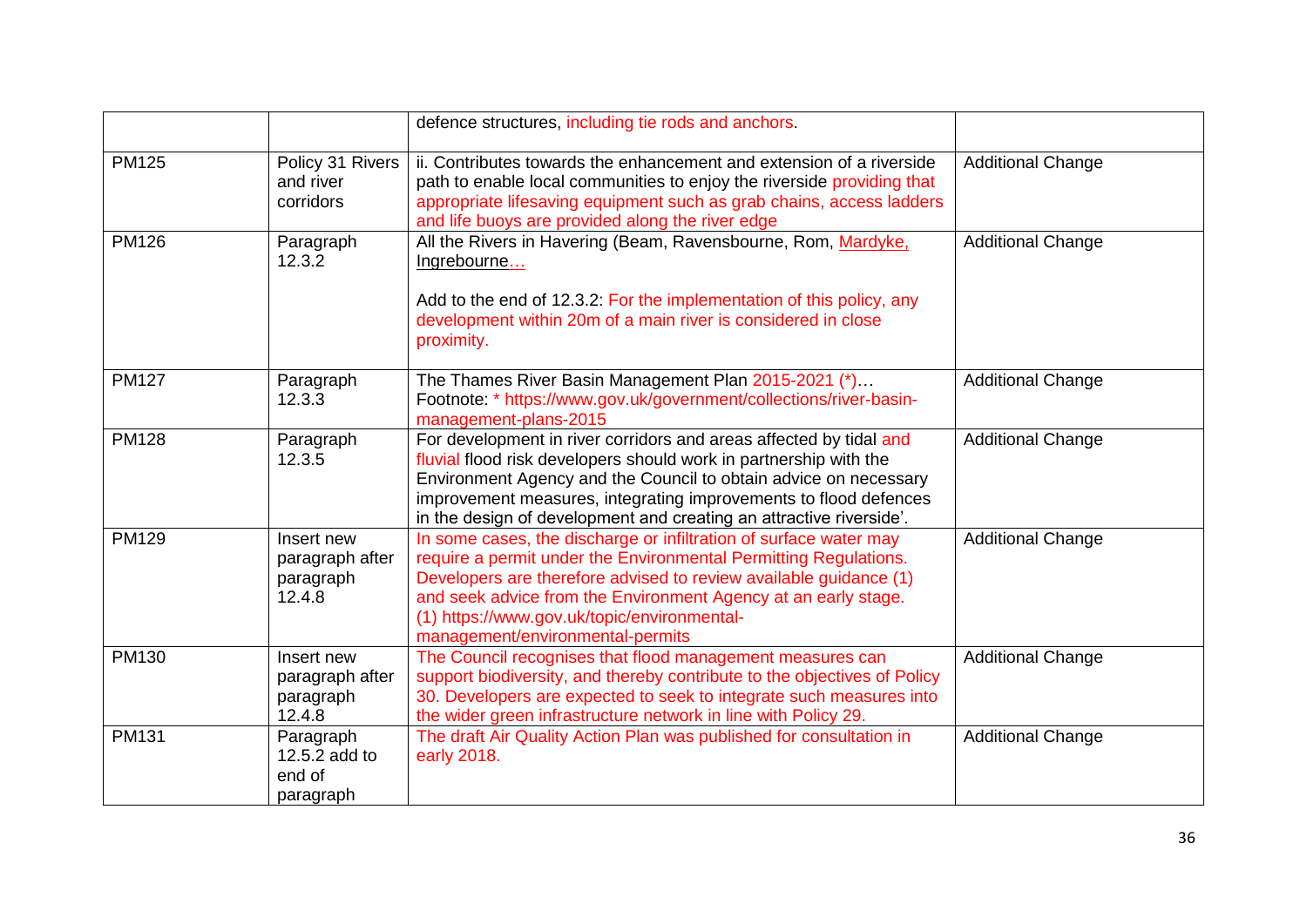| | | | |
|---|---|---|---|
| | | defence structures, including tie rods and anchors. | |
| PM125 | Policy 31 Rivers and river corridors | ii. Contributes towards the enhancement and extension of a riverside path to enable local communities to enjoy the riverside providing that appropriate lifesaving equipment such as grab chains, access ladders and life buoys are provided along the river edge | Additional Change |
| PM126 | Paragraph 12.3.2 | All the Rivers in Havering (Beam, Ravensbourne, Rom, Mardyke, Ingrebourne…<br><br>Add to the end of 12.3.2: For the implementation of this policy, any development within 20m of a main river is considered in close proximity. | Additional Change |
| PM127 | Paragraph 12.3.3 | The Thames River Basin Management Plan 2015-2021 (*)…<br>Footnote: * https://www.gov.uk/government/collections/river-basin-management-plans-2015 | Additional Change |
| PM128 | Paragraph 12.3.5 | For development in river corridors and areas affected by tidal and fluvial flood risk developers should work in partnership with the Environment Agency and the Council to obtain advice on necessary improvement measures, integrating improvements to flood defences in the design of development and creating an attractive riverside'. | Additional Change |
| PM129 | Insert new paragraph after paragraph 12.4.8 | In some cases, the discharge or infiltration of surface water may require a permit under the Environmental Permitting Regulations. Developers are therefore advised to review available guidance (1) and seek advice from the Environment Agency at an early stage.<br>(1) https://www.gov.uk/topic/environmental-management/environmental-permits | Additional Change |
| PM130 | Insert new paragraph after paragraph 12.4.8 | The Council recognises that flood management measures can support biodiversity, and thereby contribute to the objectives of Policy 30. Developers are expected to seek to integrate such measures into the wider green infrastructure network in line with Policy 29. | Additional Change |
| PM131 | Paragraph 12.5.2 add to end of paragraph | The draft Air Quality Action Plan was published for consultation in early 2018. | Additional Change |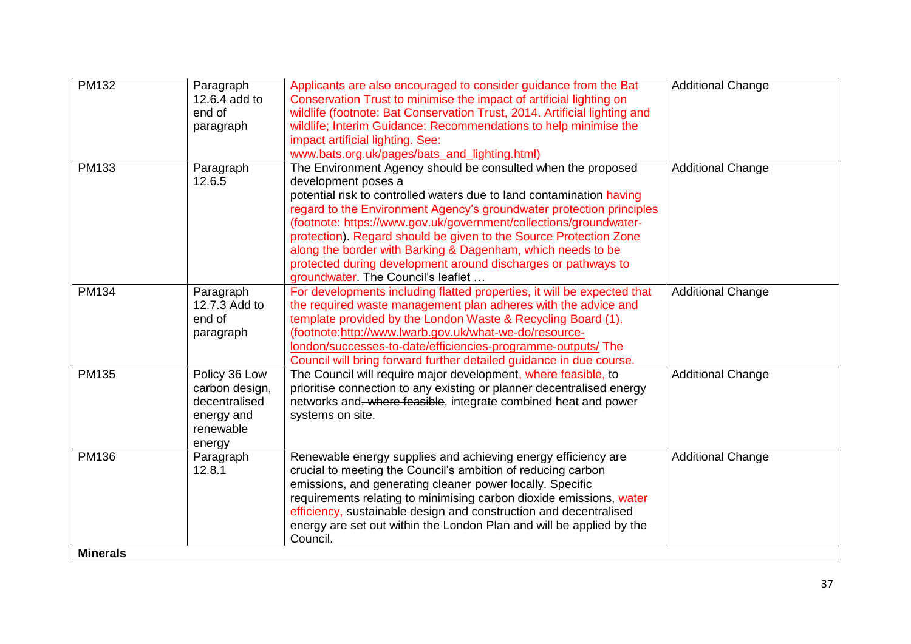| PM132 | Paragraph 12.6.4 add to end of paragraph | Applicants are also encouraged to consider guidance from the Bat Conservation Trust to minimise the impact of artificial lighting on wildlife (footnote: Bat Conservation Trust, 2014. Artificial lighting and wildlife; Interim Guidance: Recommendations to help minimise the impact artificial lighting. See: www.bats.org.uk/pages/bats_and_lighting.html) | Additional Change |
|---|---|---|---|
| PM133 | Paragraph 12.6.5 | The Environment Agency should be consulted when the proposed development poses a potential risk to controlled waters due to land contamination having regard to the Environment Agency's groundwater protection principles (footnote: https://www.gov.uk/government/collections/groundwater-protection). Regard should be given to the Source Protection Zone along the border with Barking & Dagenham, which needs to be protected during development around discharges or pathways to groundwater. The Council's leaflet … | Additional Change |
| PM134 | Paragraph 12.7.3 Add to end of paragraph | For developments including flatted properties, it will be expected that the required waste management plan adheres with the advice and template provided by the London Waste & Recycling Board (1). (footnote:http://www.lwarb.gov.uk/what-we-do/resource-london/successes-to-date/efficiencies-programme-outputs/ The Council will bring forward further detailed guidance in due course. | Additional Change |
| PM135 | Policy 36 Low carbon design, decentralised energy and renewable energy | The Council will require major development, where feasible, to prioritise connection to any existing or planner decentralised energy networks and~~, where feasible~~, integrate combined heat and power systems on site. | Additional Change |
| PM136 | Paragraph 12.8.1 | Renewable energy supplies and achieving energy efficiency are crucial to meeting the Council's ambition of reducing carbon emissions, and generating cleaner power locally. Specific requirements relating to minimising carbon dioxide emissions, water efficiency, sustainable design and construction and decentralised energy are set out within the London Plan and will be applied by the Council. | Additional Change |
| **Minerals** | | | |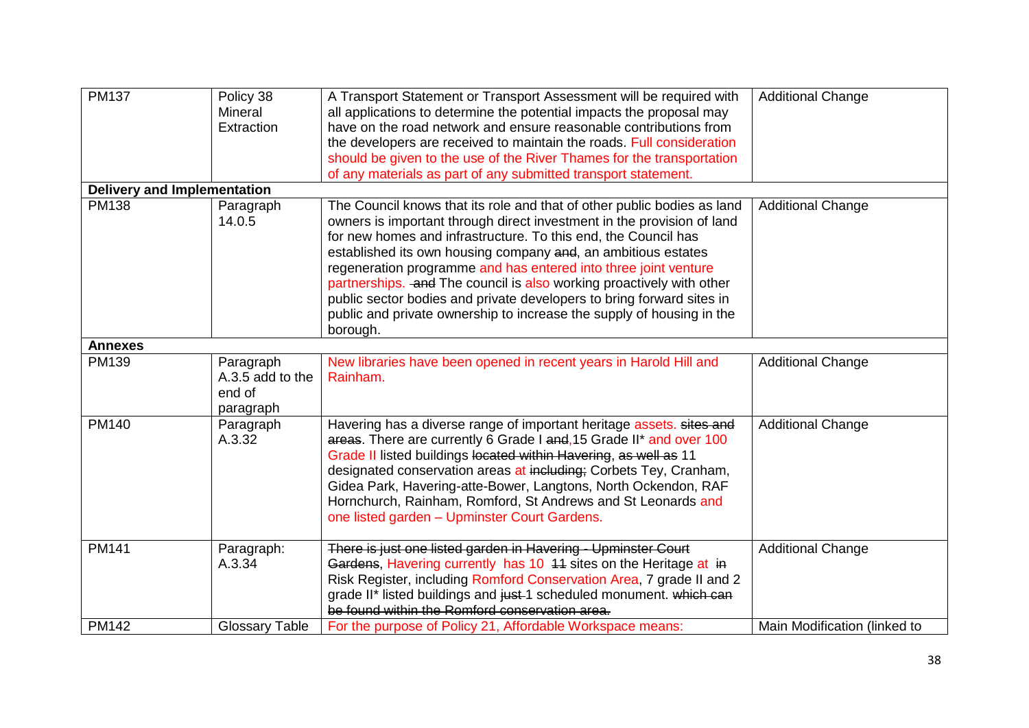| | | | |
|---|---|---|---|
| PM137 | Policy 38 Mineral Extraction | A Transport Statement or Transport Assessment will be required with all applications to determine the potential impacts the proposal may have on the road network and ensure reasonable contributions from the developers are received to maintain the roads. Full consideration should be given to the use of the River Thames for the transportation of any materials as part of any submitted transport statement. | Additional Change |
| **Delivery and Implementation** | | | |
| PM138 | Paragraph 14.0.5 | The Council knows that its role and that of other public bodies as land owners is important through direct investment in the provision of land for new homes and infrastructure. To this end, the Council has established its own housing company ~~and~~, an ambitious estates regeneration programme and has entered into three joint venture partnerships. ~~and~~ The council is also working proactively with other public sector bodies and private developers to bring forward sites in public and private ownership to increase the supply of housing in the borough. | Additional Change |
| **Annexes** | | | |
| PM139 | Paragraph A.3.5 add to the end of paragraph | New libraries have been opened in recent years in Harold Hill and Rainham. | Additional Change |
| PM140 | Paragraph A.3.32 | Havering has a diverse range of important heritage assets. ~~sites and areas~~. There are currently 6 Grade I ~~and~~,15 Grade II* and over 100 Grade II listed buildings ~~located within Havering, as well as~~ 11 designated conservation areas at ~~including;~~ Corbets Tey, Cranham, Gidea Park, Havering-atte-Bower, Langtons, North Ockendon, RAF Hornchurch, Rainham, Romford, St Andrews and St Leonards and one listed garden – Upminster Court Gardens. | Additional Change |
| PM141 | Paragraph: A.3.34 | ~~There is just one listed garden in Havering - Upminster Court Gardens~~, Havering currently has 10 ~~11~~ sites on the Heritage at ~~in~~ Risk Register, including Romford Conservation Area, 7 grade II and 2 grade II* listed buildings and ~~just~~ 1 scheduled monument. ~~which can be found within the Romford conservation area.~~ | Additional Change |
| PM142 | Glossary Table | For the purpose of Policy 21, Affordable Workspace means: | Main Modification (linked to |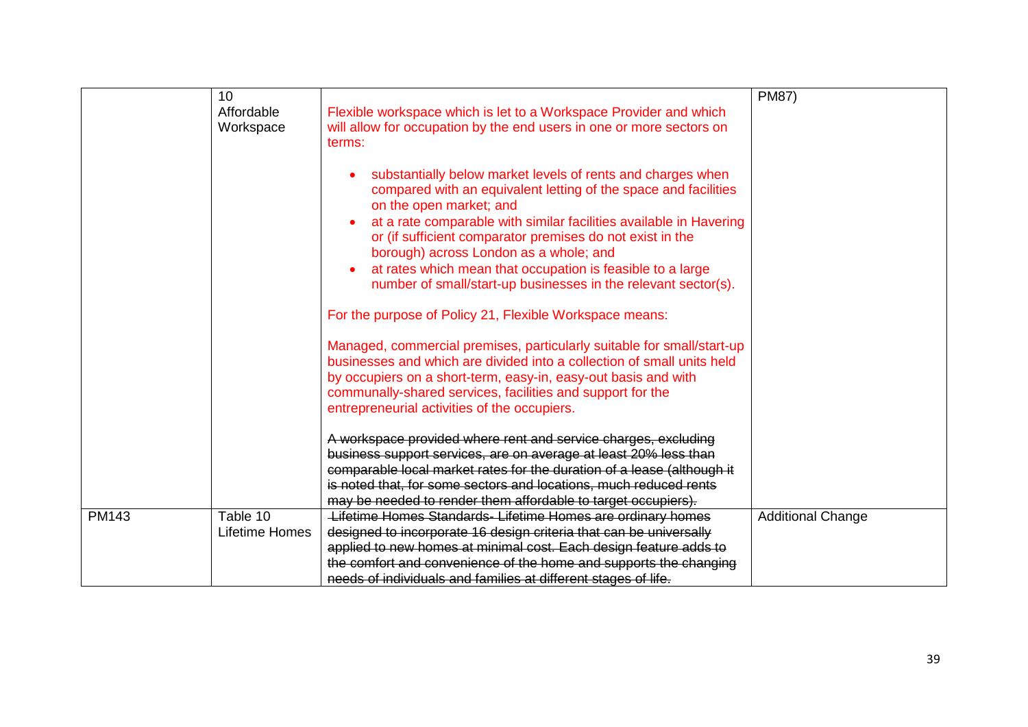| | | | |
|---|---|---|---|
| | 10 Affordable Workspace | Flexible workspace which is let to a Workspace Provider and which will allow for occupation by the end users in one or more sectors on terms:<br><br>• substantially below market levels of rents and charges when compared with an equivalent letting of the space and facilities on the open market; and<br>• at a rate comparable with similar facilities available in Havering or (if sufficient comparator premises do not exist in the borough) across London as a whole; and<br>• at rates which mean that occupation is feasible to a large number of small/start-up businesses in the relevant sector(s).<br><br>For the purpose of Policy 21, Flexible Workspace means:<br><br>Managed, commercial premises, particularly suitable for small/start-up businesses and which are divided into a collection of small units held by occupiers on a short-term, easy-in, easy-out basis and with communally-shared services, facilities and support for the entrepreneurial activities of the occupiers.<br><br>~~A workspace provided where rent and service charges, excluding business support services, are on average at least 20% less than comparable local market rates for the duration of a lease (although it is noted that, for some sectors and locations, much reduced rents may be needed to render them affordable to target occupiers).~~ | PM87) |
| PM143 | Table 10 Lifetime Homes | ~~-Lifetime Homes Standards- Lifetime Homes are ordinary homes designed to incorporate 16 design criteria that can be universally applied to new homes at minimal cost. Each design feature adds to the comfort and convenience of the home and supports the changing needs of individuals and families at different stages of life.~~ | Additional Change |